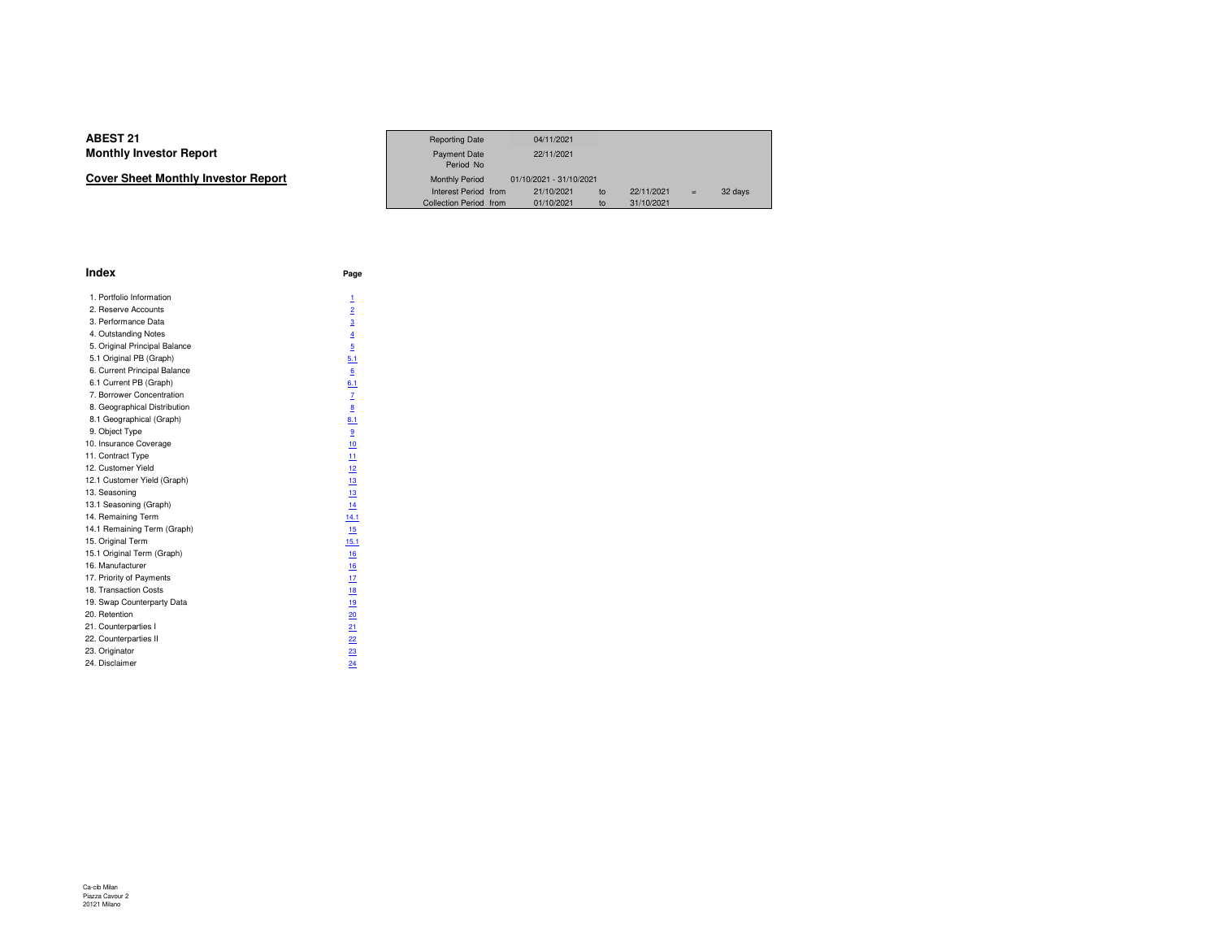# ABEST 21
## Monthly Investor Report

**Cover Sheet Monthly Investor Report**

| | | | | | |
|---|---|---|---|---|---|
| Reporting Date | 04/11/2021 | | | | |
| Payment Date | 22/11/2021 | | | | |
| Period No | | | | | |
| Monthly Period | 01/10/2021 - 31/10/2021 | | | | |
| Interest Period from | 21/10/2021 | to | 22/11/2021 | = | 32 days |
| Collection Period from | 01/10/2021 | to | 31/10/2021 | | |

## Index

| | Page |
|---|---|
| 1. Portfolio Information | 1 |
| 2. Reserve Accounts | 2 |
| 3. Performance Data | 3 |
| 4. Outstanding Notes | 4 |
| 5. Original Principal Balance | 5 |
| 5.1 Original PB (Graph) | 5.1 |
| 6. Current Principal Balance | 6 |
| 6.1 Current PB (Graph) | 6.1 |
| 7. Borrower Concentration | 7 |
| 8. Geographical Distribution | 8 |
| 8.1 Geographical (Graph) | 8.1 |
| 9. Object Type | 9 |
| 10. Insurance Coverage | 10 |
| 11. Contract Type | 11 |
| 12. Customer Yield | 12 |
| 12.1 Customer Yield (Graph) | 13 |
| 13. Seasoning | 13 |
| 13.1 Seasoning (Graph) | 14 |
| 14. Remaining Term | 14.1 |
| 14.1 Remaining Term (Graph) | 15 |
| 15. Original Term | 15.1 |
| 15.1 Original Term (Graph) | 16 |
| 16. Manufacturer | 16 |
| 17. Priority of Payments | 17 |
| 18. Transaction Costs | 18 |
| 19. Swap Counterparty Data | 19 |
| 20. Retention | 20 |
| 21. Counterparties I | 21 |
| 22. Counterparties II | 22 |
| 23. Originator | 23 |
| 24. Disclaimer | 24 |

Ca-cib Milan
Piazza Cavour 2
20121 Milano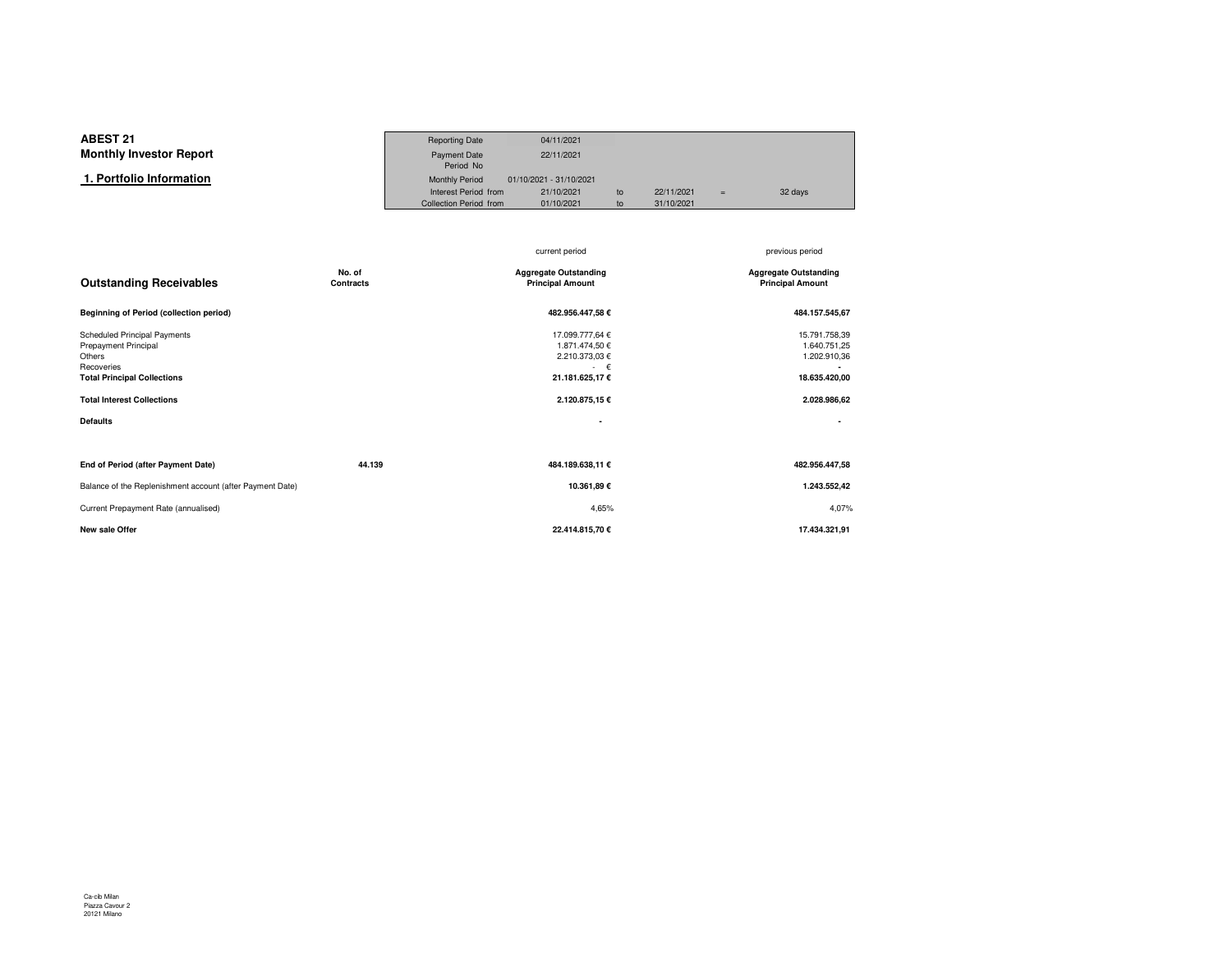**ABEST 21**
**Monthly Investor Report**

## 1. Portfolio Information

| | | | | | |
|---|---|---|---|---|---|
| Reporting Date | 04/11/2021 | | | | |
| Payment Date | 22/11/2021 | | | | |
| Period No | | | | | |
| Monthly Period | 01/10/2021 - 31/10/2021 | | | | |
| Interest Period from | 21/10/2021 | to | 22/11/2021 | = | 32 days |
| Collection Period from | 01/10/2021 | to | 31/10/2021 | | |

| Outstanding Receivables | No. of Contracts | current period<br>Aggregate Outstanding Principal Amount | previous period<br>Aggregate Outstanding Principal Amount |
|---|---|---|---|
| **Beginning of Period (collection period)** | | **482.956.447,58 €** | **484.157.545,67** |
| Scheduled Principal Payments | | 17.099.777,64 € | 15.791.758,39 |
| Prepayment Principal | | 1.871.474,50 € | 1.640.751,25 |
| Others | | 2.210.373,03 € | 1.202.910,36 |
| Recoveries | | - € | - |
| **Total Principal Collections** | | **21.181.625,17 €** | **18.635.420,00** |
| **Total Interest Collections** | | **2.120.875,15 €** | **2.028.986,62** |
| **Defaults** | | **-** | **-** |
| **End of Period (after Payment Date)** | **44.139** | **484.189.638,11 €** | **482.956.447,58** |
| Balance of the Replenishment account (after Payment Date) | | **10.361,89 €** | **1.243.552,42** |
| Current Prepayment Rate (annualised) | | 4,65% | 4,07% |
| **New sale Offer** | | **22.414.815,70 €** | **17.434.321,91** |

Ca-cib Milan
Piazza Cavour 2
20121 Milano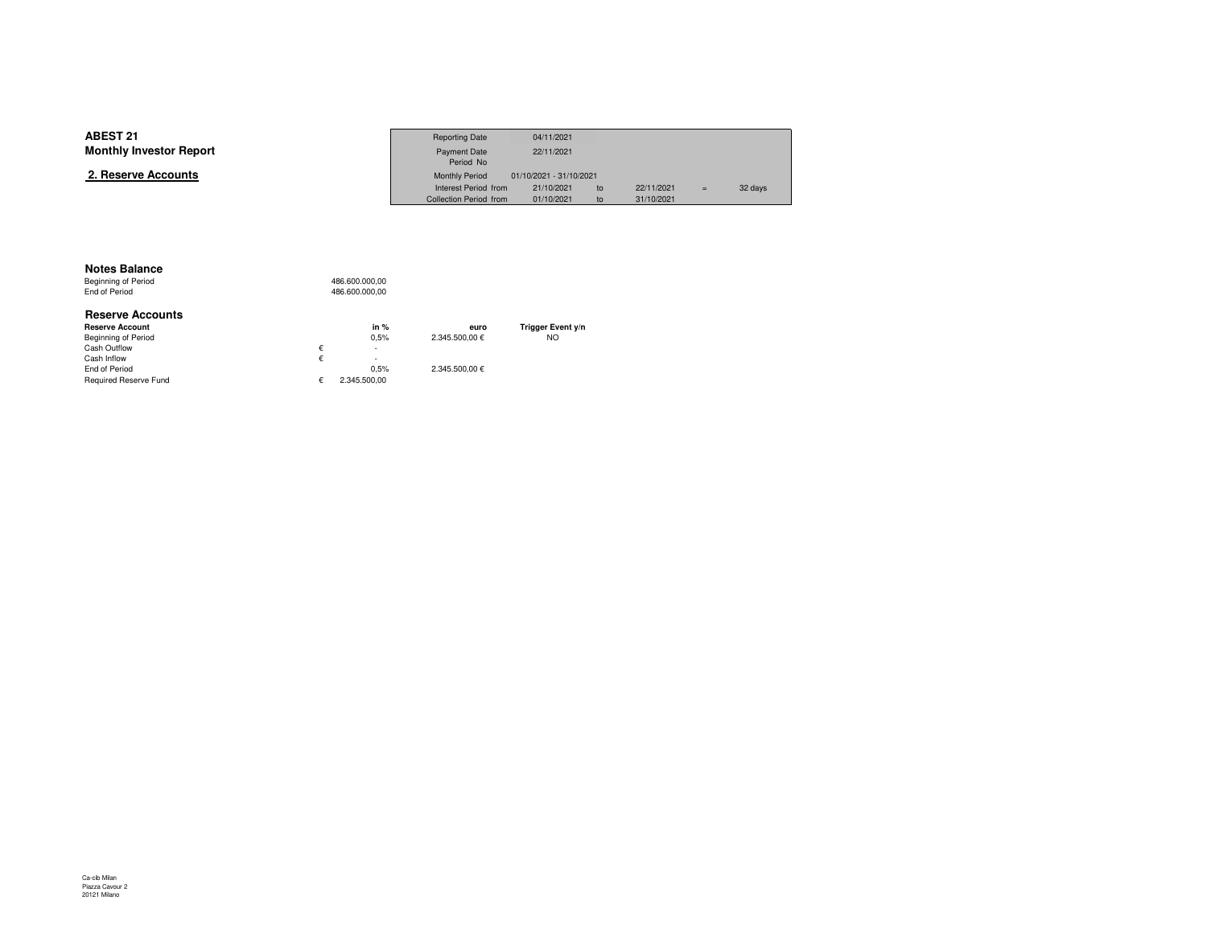# ABEST 21
## Monthly Investor Report

### 2. Reserve Accounts

| | | | | | | |
|---|---|---|---|---|---|---|
| Reporting Date | 04/11/2021 | | | | | |
| Payment Date | 22/11/2021 | | | | | |
| Period No | | | | | | |
| Monthly Period | 01/10/2021 - 31/10/2021 | | | | | |
| Interest Period from | 21/10/2021 | to | 22/11/2021 | = | 32 days | |
| Collection Period from | 01/10/2021 | to | 31/10/2021 | | | |

### Notes Balance

| | |
|---|---|
| Beginning of Period | 486.600.000,00 |
| End of Period | 486.600.000,00 |

### Reserve Accounts

| Reserve Account | | in % | euro | Trigger Event y/n |
|---|---|---|---|---|
| Beginning of Period | | 0,5% | 2.345.500,00 € | NO |
| Cash Outflow | € | - | | |
| Cash Inflow | € | - | | |
| End of Period | | 0,5% | 2.345.500,00 € | |
| Required Reserve Fund | € | 2.345.500,00 | | |

Ca-cib Milan
Piazza Cavour 2
20121 Milano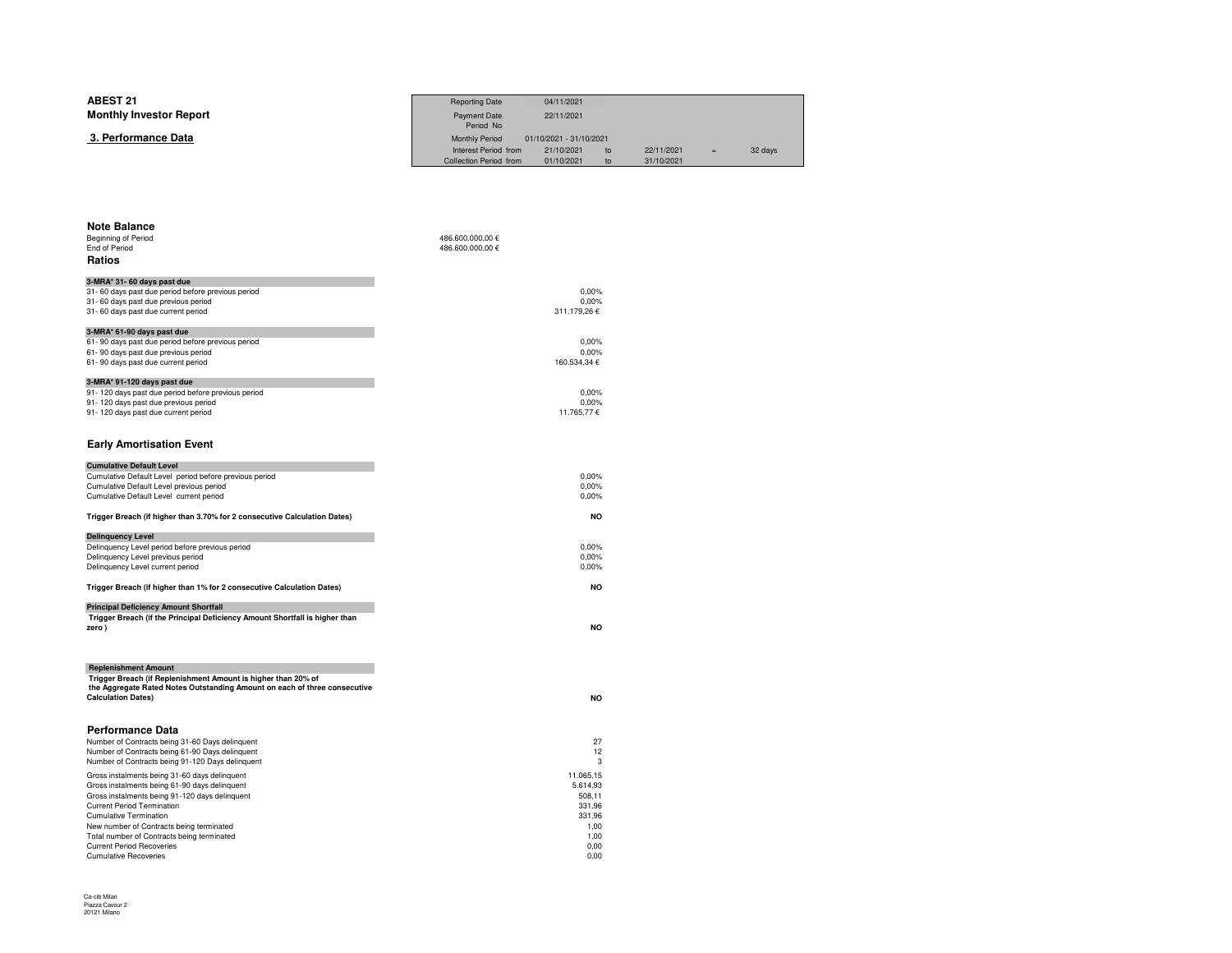**ABEST 21**

**Monthly Investor Report**

## 3. Performance Data

| | | | | | |
|---|---|---|---|---|---|
| Reporting Date | 04/11/2021 | | | | |
| Payment Date | 22/11/2021 | | | | |
| Period No | | | | | |
| Monthly Period | 01/10/2021 - 31/10/2021 | | | | |
| Interest Period from | 21/10/2021 | to | 22/11/2021 | = | 32 days |
| Collection Period from | 01/10/2021 | to | 31/10/2021 | | |

### Note Balance

| | |
|---|---|
| Beginning of Period | 486.600.000,00 € |
| End of Period | 486.600.000,00 € |

### Ratios

| **3-MRA* 31- 60 days past due** | |
|---|---|
| 31- 60 days past due period before previous period | 0,00% |
| 31- 60 days past due previous period | 0,00% |
| 31- 60 days past due current period | 311.179,26 € |

| **3-MRA* 61-90 days past due** | |
|---|---|
| 61- 90 days past due period before previous period | 0,00% |
| 61- 90 days past due previous period | 0,00% |
| 61- 90 days past due current period | 160.534,34 € |

| **3-MRA* 91-120 days past due** | |
|---|---|
| 91- 120 days past due period before previous period | 0,00% |
| 91- 120 days past due previous period | 0,00% |
| 91- 120 days past due current period | 11.765,77 € |

### Early Amortisation Event

| **Cumulative Default Level** | |
|---|---|
| Cumulative Default Level period before previous period | 0,00% |
| Cumulative Default Level previous period | 0,00% |
| Cumulative Default Level current period | 0,00% |
| **Trigger Breach (if higher than 3.70% for 2 consecutive Calculation Dates)** | **NO** |

| **Delinquency Level** | |
|---|---|
| Delinquency Level period before previous period | 0,00% |
| Delinquency Level previous period | 0,00% |
| Delinquency Level current period | 0,00% |
| **Trigger Breach (if higher than 1% for 2 consecutive Calculation Dates)** | **NO** |

| **Principal Deficiency Amount Shortfall** | |
|---|---|
| **Trigger Breach (if the Principal Deficiency Amount Shortfall is higher than zero )** | **NO** |

| **Replenishment Amount** | |
|---|---|
| **Trigger Breach (if Replenishment Amount is higher than 20% of the Aggregate Rated Notes Outstanding Amount on each of three consecutive Calculation Dates)** | **NO** |

### Performance Data

| | |
|---|---|
| Number of Contracts being 31-60 Days delinquent | 27 |
| Number of Contracts being 61-90 Days delinquent | 12 |
| Number of Contracts being 91-120 Days delinquent | 3 |
| Gross instalments being 31-60 days delinquent | 11.065,15 |
| Gross instalments being 61-90 days delinquent | 5.614,93 |
| Gross instalments being 91-120 days delinquent | 508,11 |
| Current Period Termination | 331,96 |
| Cumulative Termination | 331,96 |
| New number of Contracts being terminated | 1,00 |
| Total number of Contracts being terminated | 1,00 |
| Current Period Recoveries | 0,00 |
| Cumulative Recoveries | 0,00 |

Ca-cib Milan
Piazza Cavour 2
20121 Milano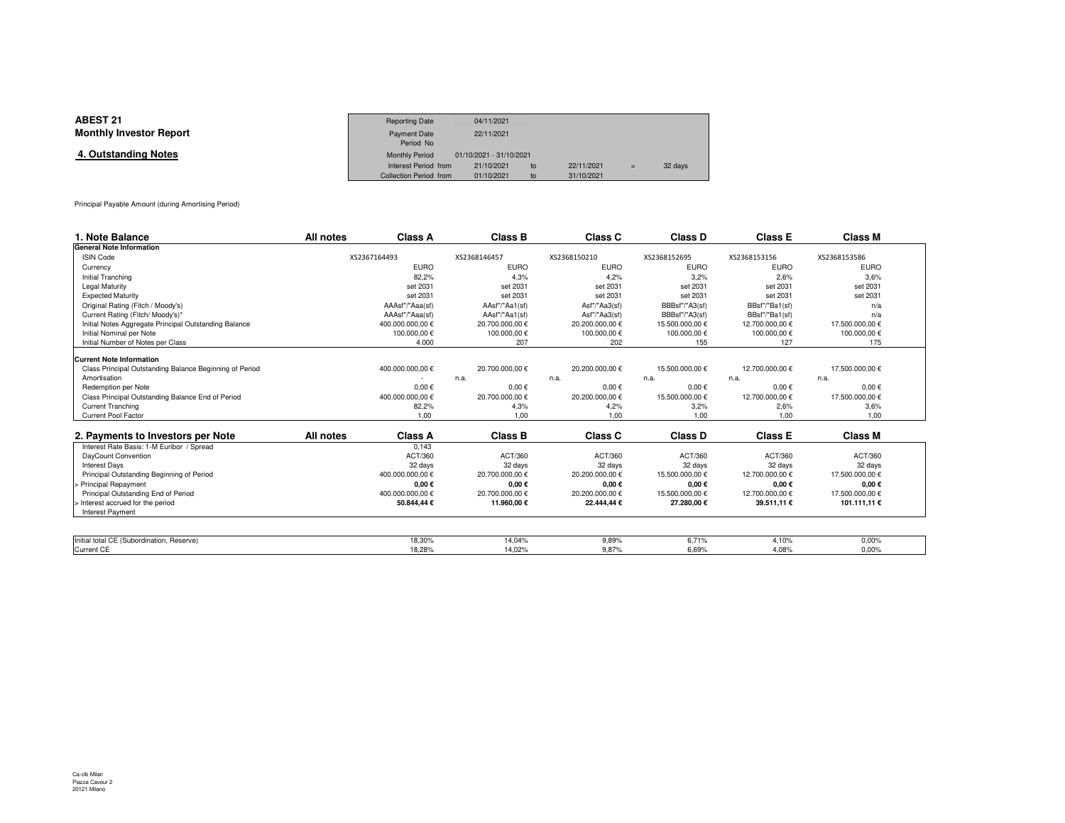**ABEST 21**
**Monthly Investor Report**

## 4. Outstanding Notes

| | | | | | | |
|---|---|---|---|---|---|---|
| Reporting Date | 04/11/2021 | | | | | |
| Payment Date | 22/11/2021 | | | | | |
| Period No | | | | | | |
| Monthly Period | 01/10/2021 - 31/10/2021 | | | | | |
| Interest Period from | 21/10/2021 | to | 22/11/2021 | = | 32 days | |
| Collection Period from | 01/10/2021 | to | 31/10/2021 | | | |

Principal Payable Amount (during Amortising Period)

| 1. Note Balance | All notes | Class A | Class B | Class C | Class D | Class E | Class M |
|---|---|---|---|---|---|---|---|
| **General Note Information** | | | | | | | |
| ISIN Code | | XS2367164493 | XS2368146457 | XS2368150210 | XS2368152695 | XS2368153156 | XS2368153586 |
| Currency | | EURO | EURO | EURO | EURO | EURO | EURO |
| Initial Tranching | | 82,2% | 4,3% | 4,2% | 3,2% | 2,6% | 3,6% |
| Legal Maturity | | set 2031 | set 2031 | set 2031 | set 2031 | set 2031 | set 2031 |
| Expected Maturity | | set 2031 | set 2031 | set 2031 | set 2031 | set 2031 | set 2031 |
| Original Rating (Fitch / Moody's) | | AAAsf"/"Aaa(sf) | AAsf"/"Aa1(sf) | Asf"/"Aa3(sf) | BBBsf"/"A3(sf) | BBsf"/"Ba1(sf) | n/a |
| Current Rating (Fitch/ Moody's)* | | AAAsf"/"Aaa(sf) | AAsf"/"Aa1(sf) | Asf"/"Aa3(sf) | BBBsf"/"A3(sf) | BBsf"/"Ba1(sf) | n/a |
| Initial Notes Aggregate Principal Outstanding Balance | | 400.000.000,00 € | 20.700.000,00 € | 20.200.000,00 € | 15.500.000,00 € | 12.700.000,00 € | 17.500.000,00 € |
| Initial Nominal per Note | | 100.000,00 € | 100.000,00 € | 100.000,00 € | 100.000,00 € | 100.000,00 € | 100.000,00 € |
| Initial Number of Notes per Class | | 4.000 | 207 | 202 | 155 | 127 | 175 |
| **Current Note Information** | | | | | | | |
| Class Principal Outstanding Balance Beginning of Period | | 400.000.000,00 € | 20.700.000,00 € | 20.200.000,00 € | 15.500.000,00 € | 12.700.000,00 € | 17.500.000,00 € |
| Amortisation | | - | n.a. | n.a. | n.a. | n.a. | n.a. |
| Redemption per Note | | 0,00 € | 0,00 € | 0,00 € | 0,00 € | 0,00 € | 0,00 € |
| Class Principal Outstanding Balance End of Period | | 400.000.000,00 € | 20.700.000,00 € | 20.200.000,00 € | 15.500.000,00 € | 12.700.000,00 € | 17.500.000,00 € |
| Current Tranching | | 82,2% | 4,3% | 4,2% | 3,2% | 2,6% | 3,6% |
| Current Pool Factor | | 1,00 | 1,00 | 1,00 | 1,00 | 1,00 | 1,00 |

| 2. Payments to Investors per Note | All notes | Class A | Class B | Class C | Class D | Class E | Class M |
|---|---|---|---|---|---|---|---|
| Interest Rate Basis: 1-M Euribor / Spread | | 0,143 | | | | | |
| DayCount Convention | | ACT/360 | ACT/360 | ACT/360 | ACT/360 | ACT/360 | ACT/360 |
| Interest Days | | 32 days | 32 days | 32 days | 32 days | 32 days | 32 days |
| Principal Outstanding Beginning of Period | | 400.000.000,00 € | 20.700.000,00 € | 20.200.000,00 € | 15.500.000,00 € | 12.700.000,00 € | 17.500.000,00 € |
| > Principal Repayment | | **0,00 €** | **0,00 €** | **0,00 €** | **0,00 €** | **0,00 €** | **0,00 €** |
| Principal Outstanding End of Period | | 400.000.000,00 € | 20.700.000,00 € | 20.200.000,00 € | 15.500.000,00 € | 12.700.000,00 € | 17.500.000,00 € |
| > Interest accrued for the period | | **50.844,44 €** | **11.960,00 €** | **22.444,44 €** | **27.280,00 €** | **39.511,11 €** | **101.111,11 €** |
| Interest Payment | | | | | | | |

| | | Class A | Class B | Class C | Class D | Class E | Class M |
|---|---|---|---|---|---|---|---|
| Initial total CE (Subordination, Reserve) | | 18,30% | 14,04% | 9,89% | 6,71% | 4,10% | 0,00% |
| Current CE | | 18,28% | 14,02% | 9,87% | 6,69% | 4,08% | 0,00% |

Ca-cib Milan
Piazza Cavour 2
20121 Milano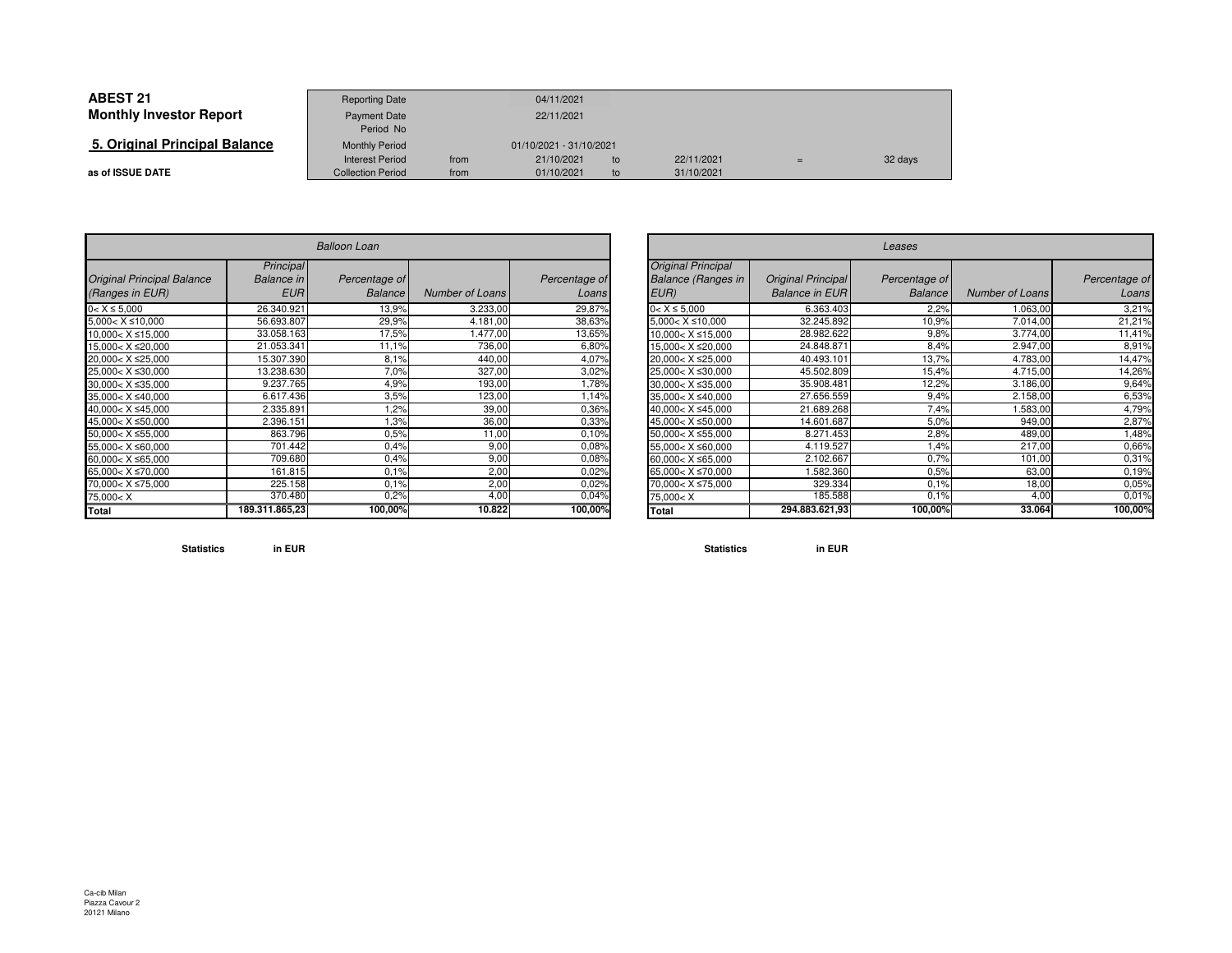**ABEST 21**
**Monthly Investor Report**

## 5. Original Principal Balance

**as of ISSUE DATE**

| | | | | | |
|---|---|---|---|---|---|
| Reporting Date | | 04/11/2021 | | | |
| Payment Date | | 22/11/2021 | | | |
| Period No | | | | | |
| Monthly Period | | 01/10/2021 - 31/10/2021 | | | |
| Interest Period | from | 21/10/2021 | to | 22/11/2021 | = 32 days |
| Collection Period | from | 01/10/2021 | to | 31/10/2021 | |

| *Balloon Loan* | | | | |
|---|---|---|---|---|
| *Original Principal Balance (Ranges in EUR)* | *Principal Balance in EUR* | *Percentage of Balance* | *Number of Loans* | *Percentage of Loans* |
| 0< X ≤ 5,000 | 26.340.921 | 13,9% | 3.233,00 | 29,87% |
| 5,000< X ≤10,000 | 56.693.807 | 29,9% | 4.181,00 | 38,63% |
| 10,000< X ≤15,000 | 33.058.163 | 17,5% | 1.477,00 | 13,65% |
| 15,000< X ≤20,000 | 21.053.341 | 11,1% | 736,00 | 6,80% |
| 20,000< X ≤25,000 | 15.307.390 | 8,1% | 440,00 | 4,07% |
| 25,000< X ≤30,000 | 13.238.630 | 7,0% | 327,00 | 3,02% |
| 30,000< X ≤35,000 | 9.237.765 | 4,9% | 193,00 | 1,78% |
| 35,000< X ≤40,000 | 6.617.436 | 3,5% | 123,00 | 1,14% |
| 40,000< X ≤45,000 | 2.335.891 | 1,2% | 39,00 | 0,36% |
| 45,000< X ≤50,000 | 2.396.151 | 1,3% | 36,00 | 0,33% |
| 50,000< X ≤55,000 | 863.796 | 0,5% | 11,00 | 0,10% |
| 55,000< X ≤60,000 | 701.442 | 0,4% | 9,00 | 0,08% |
| 60,000< X ≤65,000 | 709.680 | 0,4% | 9,00 | 0,08% |
| 65,000< X ≤70,000 | 161.815 | 0,1% | 2,00 | 0,02% |
| 70,000< X ≤75,000 | 225.158 | 0,1% | 2,00 | 0,02% |
| 75,000< X | 370.480 | 0,2% | 4,00 | 0,04% |
| **Total** | **189.311.865,23** | **100,00%** | **10.822** | **100,00%** |

**Statistics** **in EUR**

| *Leases* | | | | |
|---|---|---|---|---|
| *Original Principal Balance (Ranges in EUR)* | *Original Principal Balance in EUR* | *Percentage of Balance* | *Number of Loans* | *Percentage of Loans* |
| 0< X ≤ 5,000 | 6.363.403 | 2,2% | 1.063,00 | 3,21% |
| 5,000< X ≤10,000 | 32.245.892 | 10,9% | 7.014,00 | 21,21% |
| 10,000< X ≤15,000 | 28.982.622 | 9,8% | 3.774,00 | 11,41% |
| 15,000< X ≤20,000 | 24.848.871 | 8,4% | 2.947,00 | 8,91% |
| 20,000< X ≤25,000 | 40.493.101 | 13,7% | 4.783,00 | 14,47% |
| 25,000< X ≤30,000 | 45.502.809 | 15,4% | 4.715,00 | 14,26% |
| 30,000< X ≤35,000 | 35.908.481 | 12,2% | 3.186,00 | 9,64% |
| 35,000< X ≤40,000 | 27.656.559 | 9,4% | 2.158,00 | 6,53% |
| 40,000< X ≤45,000 | 21.689.268 | 7,4% | 1.583,00 | 4,79% |
| 45,000< X ≤50,000 | 14.601.687 | 5,0% | 949,00 | 2,87% |
| 50,000< X ≤55,000 | 8.271.453 | 2,8% | 489,00 | 1,48% |
| 55,000< X ≤60,000 | 4.119.527 | 1,4% | 217,00 | 0,66% |
| 60,000< X ≤65,000 | 2.102.667 | 0,7% | 101,00 | 0,31% |
| 65,000< X ≤70,000 | 1.582.360 | 0,5% | 63,00 | 0,19% |
| 70,000< X ≤75,000 | 329.334 | 0,1% | 18,00 | 0,05% |
| 75,000< X | 185.588 | 0,1% | 4,00 | 0,01% |
| **Total** | **294.883.621,93** | **100,00%** | **33.064** | **100,00%** |

**Statistics** **in EUR**

Ca-cib Milan
Piazza Cavour 2
20121 Milano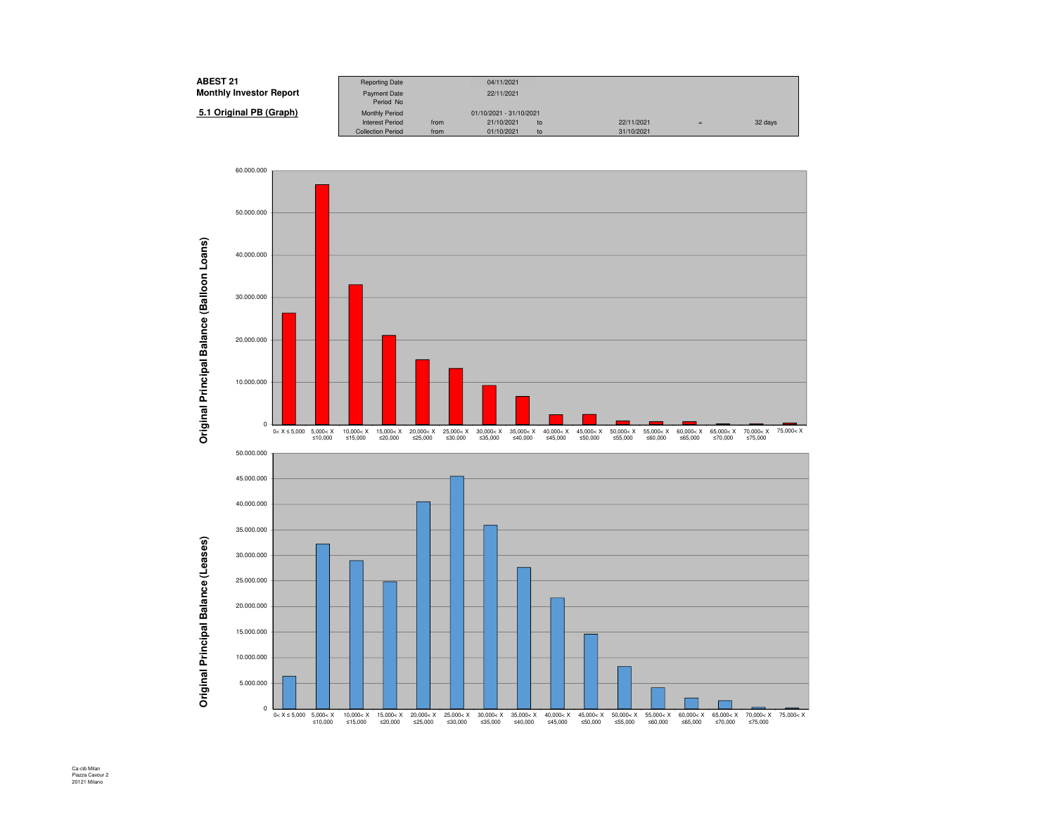**ABEST 21**
**Monthly Investor Report**

**5.1 Original PB (Graph)**

| Reporting Date | | 04/11/2021 | | | | |
|---|---|---|---|---|---|---|
| Payment Date | | 22/11/2021 | | | | |
| Period No | | | | | | |
| Monthly Period | | 01/10/2021 - 31/10/2021 | | | | |
| Interest Period | from | 21/10/2021 | to | 22/11/2021 | = | 32 days |
| Collection Period | from | 01/10/2021 | to | 31/10/2021 | | |

**Original Principal Balance (Balloon Loans)**

Y-axis: 0 – 60.000.000

X-axis: 0< X ≤ 5,000 | 5,000< X ≤10,000 | 10,000< X ≤15,000 | 15,000< X ≤20,000 | 20,000< X ≤25,000 | 25,000< X ≤30,000 | 30,000< X ≤35,000 | 35,000< X ≤40,000 | 40,000< X ≤45,000 | 45,000< X ≤50,000 | 50,000< X ≤55,000 | 55,000< X ≤60,000 | 60,000< X ≤65,000 | 65,000< X ≤70,000 | 70,000< X ≤75,000 | 75,000< X

**Original Principal Balance (Leases)**

Y-axis: 0 – 50.000.000

X-axis: 0< X ≤ 5,000 | 5,000< X ≤10,000 | 10,000< X ≤15,000 | 15,000< X ≤20,000 | 20,000< X ≤25,000 | 25,000< X ≤30,000 | 30,000< X ≤35,000 | 35,000< X ≤40,000 | 40,000< X ≤45,000 | 45,000< X ≤50,000 | 50,000< X ≤55,000 | 55,000< X ≤60,000 | 60,000< X ≤65,000 | 65,000< X ≤70,000 | 70,000< X ≤75,000 | 75,000< X

Ca-cib Milan
Piazza Cavour 2
20121 Milano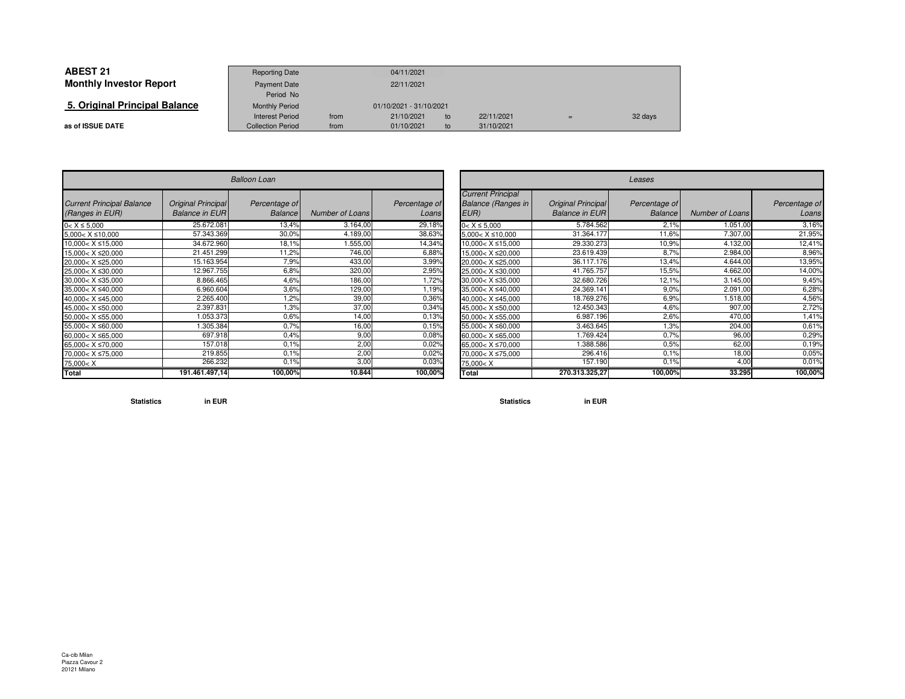# ABEST 21
## Monthly Investor Report

## 5. Original Principal Balance

**as of ISSUE DATE**

| Reporting Date | | 04/11/2021 | | | | |
|---|---|---|---|---|---|---|
| Payment Date | | 22/11/2021 | | | | |
| Period No | | | | | | |
| Monthly Period | | 01/10/2021 - 31/10/2021 | | | | |
| Interest Period | from | 21/10/2021 | to | 22/11/2021 | = | 32 days |
| Collection Period | from | 01/10/2021 | to | 31/10/2021 | | |

| *Balloon Loan* | | | | |
|---|---|---|---|---|
| *Current Principal Balance (Ranges in EUR)* | *Original Principal Balance in EUR* | *Percentage of Balance* | *Number of Loans* | *Percentage of Loans* |
| 0< X ≤ 5,000 | 25.672.081 | 13,4% | 3.164,00 | 29,18% |
| 5,000< X ≤10,000 | 57.343.369 | 30,0% | 4.189,00 | 38,63% |
| 10,000< X ≤15,000 | 34.672.960 | 18,1% | 1.555,00 | 14,34% |
| 15,000< X ≤20,000 | 21.451.299 | 11,2% | 746,00 | 6,88% |
| 20,000< X ≤25,000 | 15.163.954 | 7,9% | 433,00 | 3,99% |
| 25,000< X ≤30,000 | 12.967.755 | 6,8% | 320,00 | 2,95% |
| 30,000< X ≤35,000 | 8.866.465 | 4,6% | 186,00 | 1,72% |
| 35,000< X ≤40,000 | 6.960.604 | 3,6% | 129,00 | 1,19% |
| 40,000< X ≤45,000 | 2.265.400 | 1,2% | 39,00 | 0,36% |
| 45,000< X ≤50,000 | 2.397.831 | 1,3% | 37,00 | 0,34% |
| 50,000< X ≤55,000 | 1.053.373 | 0,6% | 14,00 | 0,13% |
| 55,000< X ≤60,000 | 1.305.384 | 0,7% | 16,00 | 0,15% |
| 60,000< X ≤65,000 | 697.918 | 0,4% | 9,00 | 0,08% |
| 65,000< X ≤70,000 | 157.018 | 0,1% | 2,00 | 0,02% |
| 70,000< X ≤75,000 | 219.855 | 0,1% | 2,00 | 0,02% |
| 75,000< X | 266.232 | 0,1% | 3,00 | 0,03% |
| **Total** | **191.461.497,14** | **100,00%** | **10.844** | **100,00%** |

| *Leases* | | | | |
|---|---|---|---|---|
| *Current Principal Balance (Ranges in EUR)* | *Original Principal Balance in EUR* | *Percentage of Balance* | *Number of Loans* | *Percentage of Loans* |
| 0< X ≤ 5,000 | 5.784.562 | 2,1% | 1.051,00 | 3,16% |
| 5,000< X ≤10,000 | 31.364.177 | 11,6% | 7.307,00 | 21,95% |
| 10,000< X ≤15,000 | 29.330.273 | 10,9% | 4.132,00 | 12,41% |
| 15,000< X ≤20,000 | 23.619.439 | 8,7% | 2.984,00 | 8,96% |
| 20,000< X ≤25,000 | 36.117.176 | 13,4% | 4.644,00 | 13,95% |
| 25,000< X ≤30,000 | 41.765.757 | 15,5% | 4.662,00 | 14,00% |
| 30,000< X ≤35,000 | 32.680.726 | 12,1% | 3.145,00 | 9,45% |
| 35,000< X ≤40,000 | 24.369.141 | 9,0% | 2.091,00 | 6,28% |
| 40,000< X ≤45,000 | 18.769.276 | 6,9% | 1.518,00 | 4,56% |
| 45,000< X ≤50,000 | 12.450.343 | 4,6% | 907,00 | 2,72% |
| 50,000< X ≤55,000 | 6.987.196 | 2,6% | 470,00 | 1,41% |
| 55,000< X ≤60,000 | 3.463.645 | 1,3% | 204,00 | 0,61% |
| 60,000< X ≤65,000 | 1.769.424 | 0,7% | 96,00 | 0,29% |
| 65,000< X ≤70,000 | 1.388.586 | 0,5% | 62,00 | 0,19% |
| 70,000< X ≤75,000 | 296.416 | 0,1% | 18,00 | 0,05% |
| 75,000< X | 157.190 | 0,1% | 4,00 | 0,01% |
| **Total** | **270.313.325,27** | **100,00%** | **33.295** | **100,00%** |

**Statistics** **in EUR**

**Statistics** **in EUR**

Ca-cib Milan
Piazza Cavour 2
20121 Milano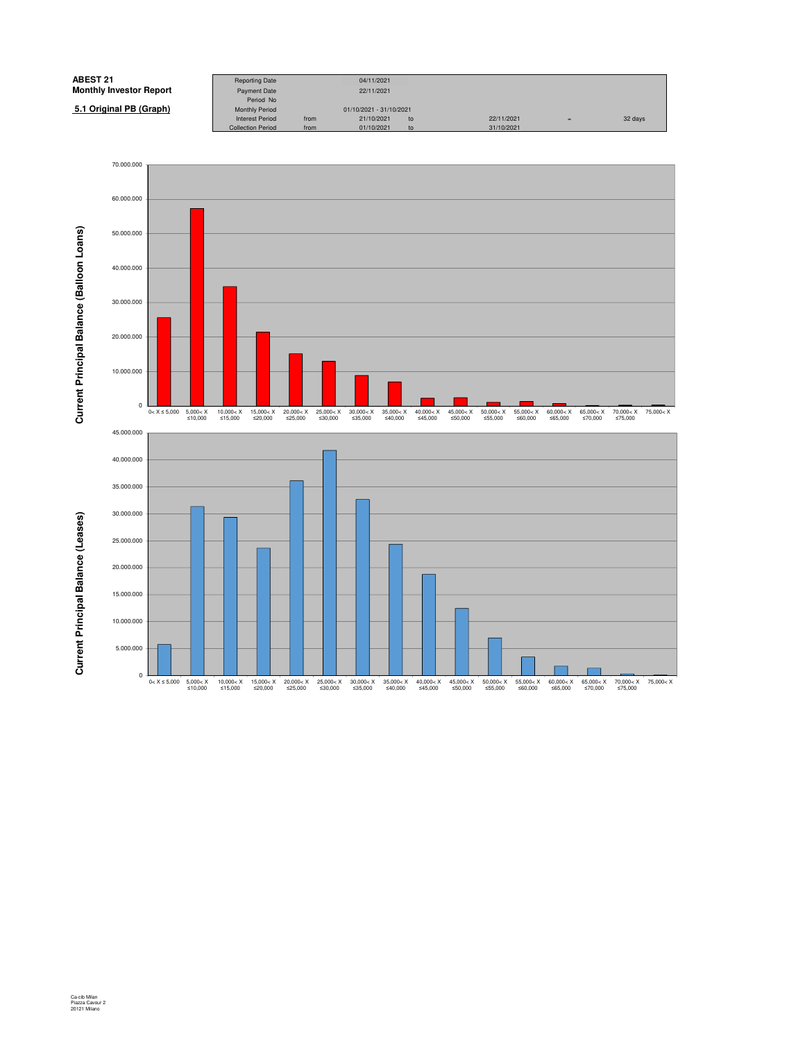**ABEST 21**
**Monthly Investor Report**

**5.1 Original PB (Graph)**

| | | | | | | |
|---|---|---|---|---|---|---|
| Reporting Date | | 04/11/2021 | | | | |
| Payment Date | | 22/11/2021 | | | | |
| Period No | | | | | | |
| Monthly Period | | 01/10/2021 - 31/10/2021 | | | | |
| Interest Period | from | 21/10/2021 | to | 22/11/2021 | = | 32 days |
| Collection Period | from | 01/10/2021 | to | 31/10/2021 | | |

**Current Principal Balance (Balloon Loans)**

Y-axis: 0 – 70.000.000

X-axis: 0< X ≤ 5,000; 5,000< X ≤10,000; 10,000< X ≤15,000; 15,000< X ≤20,000; 20,000< X ≤25,000; 25,000< X ≤30,000; 30,000< X ≤35,000; 35,000< X ≤40,000; 40,000< X ≤45,000; 45,000< X ≤50,000; 50,000< X ≤55,000; 55,000< X ≤60,000; 60,000< X ≤65,000; 65,000< X ≤70,000; 70,000< X ≤75,000; 75,000< X

**Current Principal Balance (Leases)**

Y-axis: 0 – 45.000.000

X-axis: 0< X ≤ 5,000; 5,000< X ≤10,000; 10,000< X ≤15,000; 15,000< X ≤20,000; 20,000< X ≤25,000; 25,000< X ≤30,000; 30,000< X ≤35,000; 35,000< X ≤40,000; 40,000< X ≤45,000; 45,000< X ≤50,000; 50,000< X ≤55,000; 55,000< X ≤60,000; 60,000< X ≤65,000; 65,000< X ≤70,000; 70,000< X ≤75,000; 75,000< X

Ca-cib Milan
Piazza Cavour 2
20121 Milano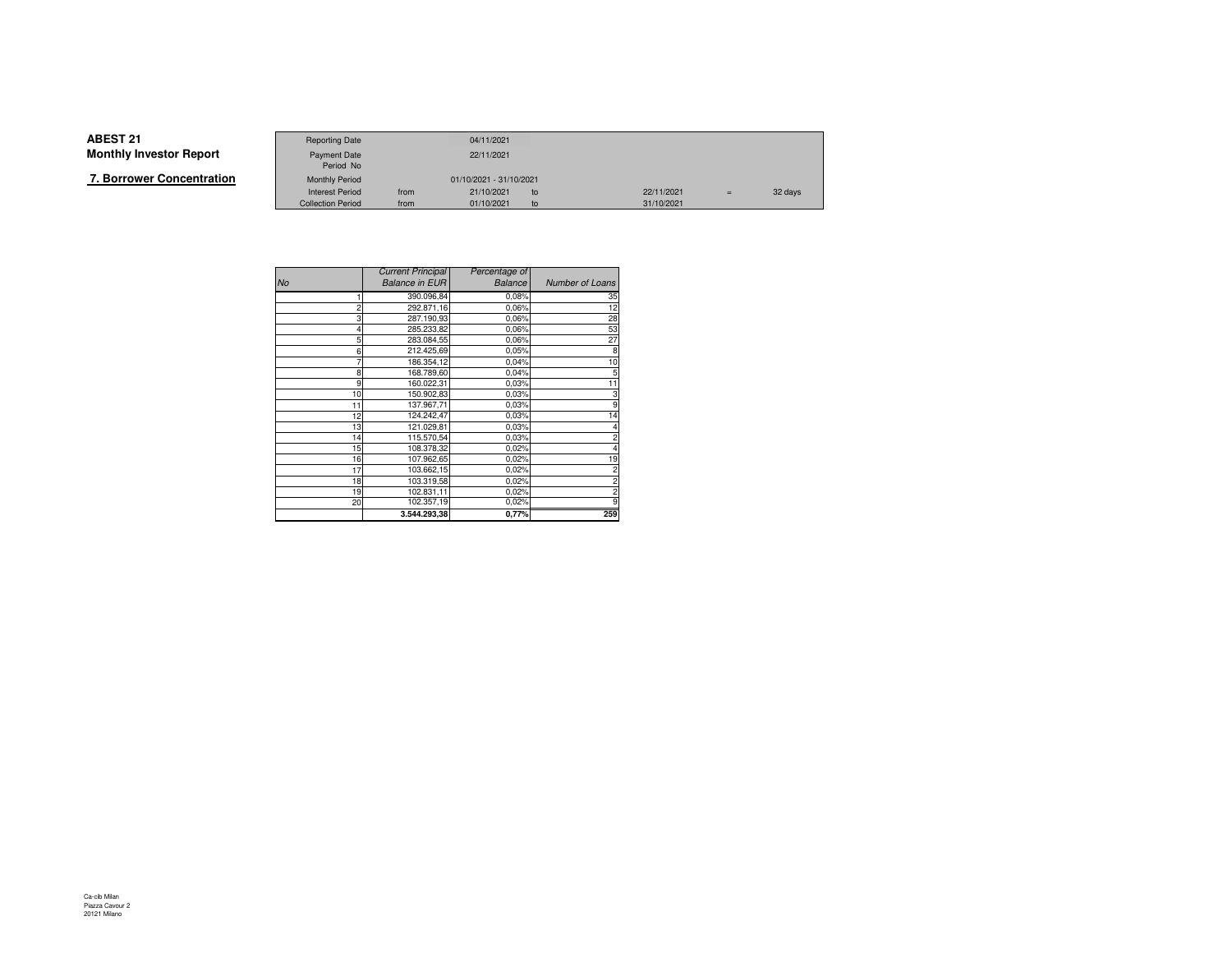**ABEST 21**
**Monthly Investor Report**

**7. Borrower Concentration**

| Reporting Date | | 04/11/2021 | | | | |
|---|---|---|---|---|---|---|
| Payment Date | | 22/11/2021 | | | | |
| Period No | | | | | | |
| Monthly Period | | 01/10/2021 - 31/10/2021 | | | | |
| Interest Period | from | 21/10/2021 | to | 22/11/2021 | = | 32 days |
| Collection Period | from | 01/10/2021 | to | 31/10/2021 | | |

| *No* | *Current Principal Balance in EUR* | *Percentage of Balance* | *Number of Loans* |
|---|---|---|---|
| 1 | 390.096,84 | 0,08% | 35 |
| 2 | 292.871,16 | 0,06% | 12 |
| 3 | 287.190,93 | 0,06% | 28 |
| 4 | 285.233,82 | 0,06% | 53 |
| 5 | 283.084,55 | 0,06% | 27 |
| 6 | 212.425,69 | 0,05% | 8 |
| 7 | 186.354,12 | 0,04% | 10 |
| 8 | 168.789,60 | 0,04% | 5 |
| 9 | 160.022,31 | 0,03% | 11 |
| 10 | 150.902,83 | 0,03% | 3 |
| 11 | 137.967,71 | 0,03% | 9 |
| 12 | 124.242,47 | 0,03% | 14 |
| 13 | 121.029,81 | 0,03% | 4 |
| 14 | 115.570,54 | 0,03% | 2 |
| 15 | 108.378,32 | 0,02% | 4 |
| 16 | 107.962,65 | 0,02% | 19 |
| 17 | 103.662,15 | 0,02% | 2 |
| 18 | 103.319,58 | 0,02% | 2 |
| 19 | 102.831,11 | 0,02% | 2 |
| 20 | 102.357,19 | 0,02% | 9 |
| | **3.544.293,38** | **0,77%** | **259** |

Ca-cib Milan
Piazza Cavour 2
20121 Milano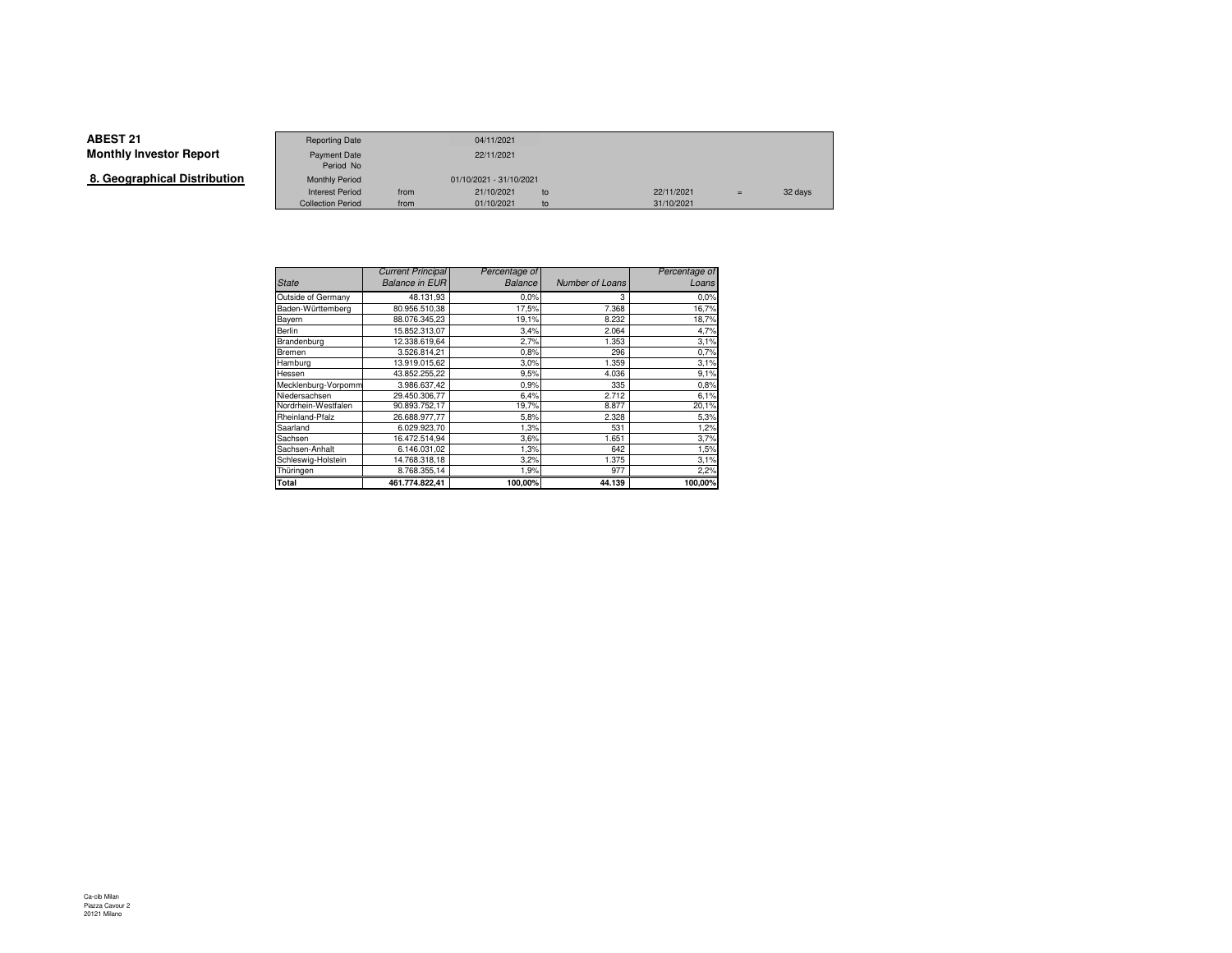# ABEST 21
## Monthly Investor Report

## 8. Geographical Distribution

| | | | | | | |
|---|---|---|---|---|---|---|
| Reporting Date | | 04/11/2021 | | | | |
| Payment Date | | 22/11/2021 | | | | |
| Period No | | | | | | |
| Monthly Period | | 01/10/2021 - 31/10/2021 | | | | |
| Interest Period | from | 21/10/2021 | to | 22/11/2021 | = | 32 days |
| Collection Period | from | 01/10/2021 | to | 31/10/2021 | | |

| *State* | *Current Principal Balance in EUR* | *Percentage of Balance* | *Number of Loans* | *Percentage of Loans* |
|---|---|---|---|---|
| Outside of Germany | 48.131,93 | 0,0% | 3 | 0,0% |
| Baden-Württemberg | 80.956.510,38 | 17,5% | 7.368 | 16,7% |
| Bayern | 88.076.345,23 | 19,1% | 8.232 | 18,7% |
| Berlin | 15.852.313,07 | 3,4% | 2.064 | 4,7% |
| Brandenburg | 12.338.619,64 | 2,7% | 1.353 | 3,1% |
| Bremen | 3.526.814,21 | 0,8% | 296 | 0,7% |
| Hamburg | 13.919.015,62 | 3,0% | 1.359 | 3,1% |
| Hessen | 43.852.255,22 | 9,5% | 4.036 | 9,1% |
| Mecklenburg-Vorpomm | 3.986.637,42 | 0,9% | 335 | 0,8% |
| Niedersachsen | 29.450.306,77 | 6,4% | 2.712 | 6,1% |
| Nordrhein-Westfalen | 90.893.752,17 | 19,7% | 8.877 | 20,1% |
| Rheinland-Pfalz | 26.688.977,77 | 5,8% | 2.328 | 5,3% |
| Saarland | 6.029.923,70 | 1,3% | 531 | 1,2% |
| Sachsen | 16.472.514,94 | 3,6% | 1.651 | 3,7% |
| Sachsen-Anhalt | 6.146.031,02 | 1,3% | 642 | 1,5% |
| Schleswig-Holstein | 14.768.318,18 | 3,2% | 1.375 | 3,1% |
| Thüringen | 8.768.355,14 | 1,9% | 977 | 2,2% |
| **Total** | **461.774.822,41** | **100,00%** | **44.139** | **100,00%** |

Ca-cib Milan
Piazza Cavour 2
20121 Milano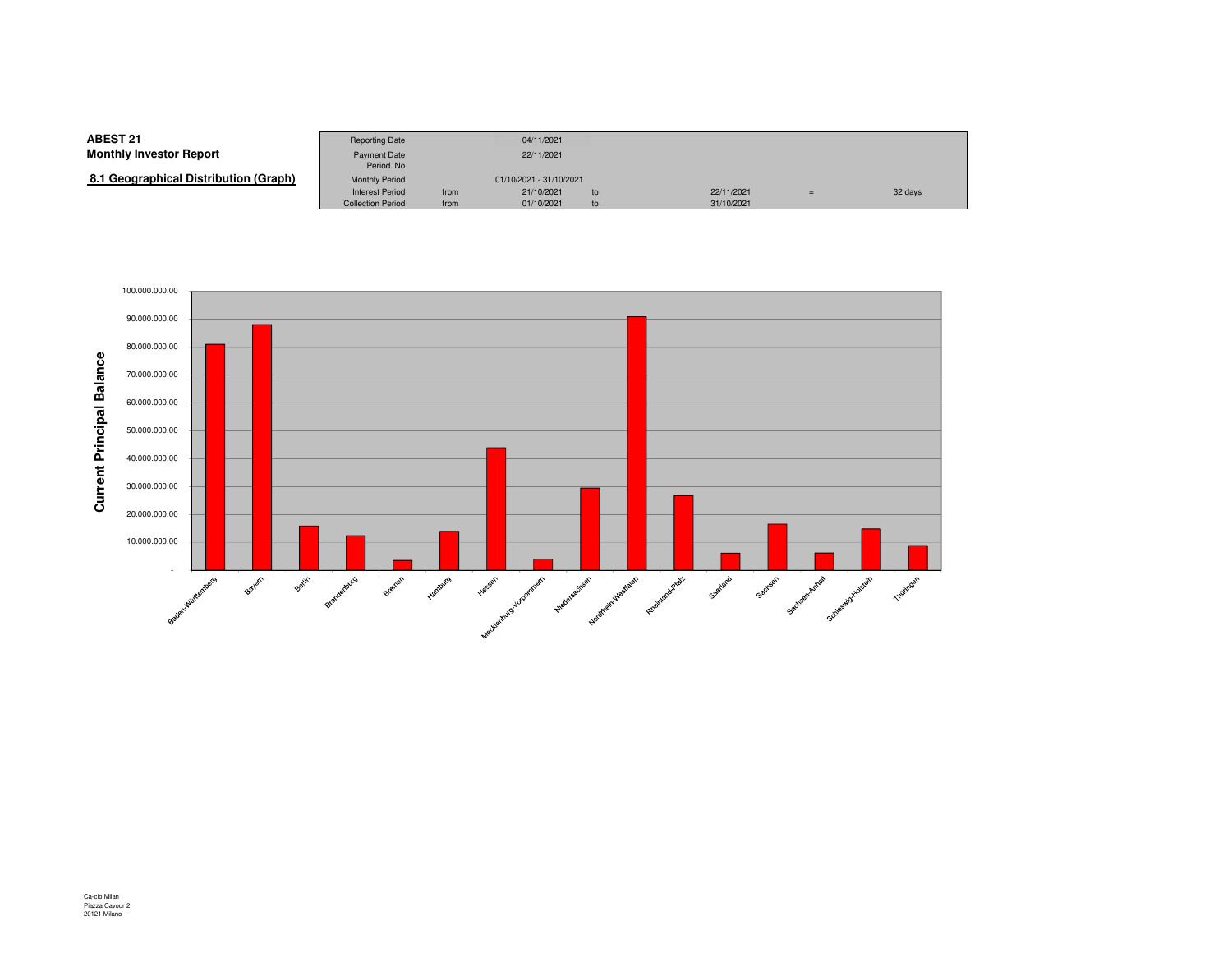**ABEST 21**
**Monthly Investor Report**

**8.1 Geographical Distribution (Graph)**

| | | | | | | |
|---|---|---|---|---|---|---|
| Reporting Date | | 04/11/2021 | | | | |
| Payment Date | | 22/11/2021 | | | | |
| Period No | | | | | | |
| Monthly Period | | 01/10/2021 - 31/10/2021 | | | | |
| Interest Period | from | 21/10/2021 | to | 22/11/2021 | = | 32 days |
| Collection Period | from | 01/10/2021 | to | 31/10/2021 | | |

Current Principal Balance

| | |
|---|---|
| 100.000.000,00 | |
| 90.000.000,00 | |
| 80.000.000,00 | |
| 70.000.000,00 | |
| 60.000.000,00 | |
| 50.000.000,00 | |
| 40.000.000,00 | |
| 30.000.000,00 | |
| 20.000.000,00 | |
| 10.000.000,00 | |
| - | |

Baden-Württemberg, Bayern, Berlin, Brandenburg, Bremen, Hamburg, Hessen, Mecklenburg-Vorpommern, Niedersachsen, Nordrhein-Westfalen, Rheinland-Pfalz, Saarland, Sachsen, Sachsen-Anhalt, Schleswig-Holstein, Thüringen

Ca-cib Milan
Piazza Cavour 2
20121 Milano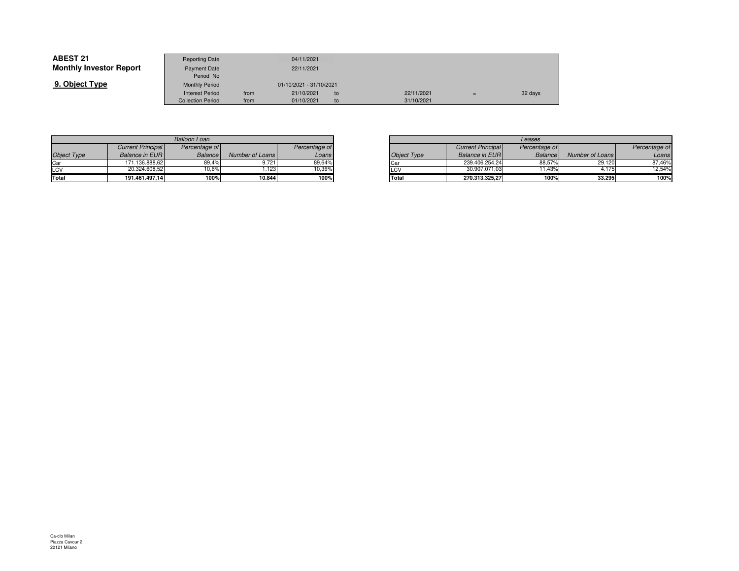**ABEST 21**
**Monthly Investor Report**

## 9. Object Type

| | | | | |
|---|---|---|---|---|
| Reporting Date | | 04/11/2021 | | |
| Payment Date | | 22/11/2021 | | |
| Period No | | | | |
| Monthly Period | | 01/10/2021 - 31/10/2021 | | |
| Interest Period | from | 21/10/2021 | to | 22/11/2021 = 32 days |
| Collection Period | from | 01/10/2021 | to | 31/10/2021 |

| *Balloon Loan* | | | | |
|---|---|---|---|---|
| *Object Type* | *Current Principal Balance in EUR* | *Percentage of Balance* | *Number of Loans* | *Percentage of Loans* |
| Car | 171.136.888,62 | 89,4% | 9.721 | 89,64% |
| LCV | 20.324.608,52 | 10,6% | 1.123 | 10,36% |
| **Total** | **191.461.497,14** | **100%** | **10.844** | **100%** |

| *Leases* | | | | |
|---|---|---|---|---|
| *Object Type* | *Current Principal Balance in EUR* | *Percentage of Balance* | *Number of Loans* | *Percentage of Loans* |
| Car | 239.406.254,24 | 88,57% | 29.120 | 87,46% |
| LCV | 30.907.071,03 | 11,43% | 4.175 | 12,54% |
| **Total** | **270.313.325,27** | **100%** | **33.295** | **100%** |

Ca-cib Milan
Piazza Cavour 2
20121 Milano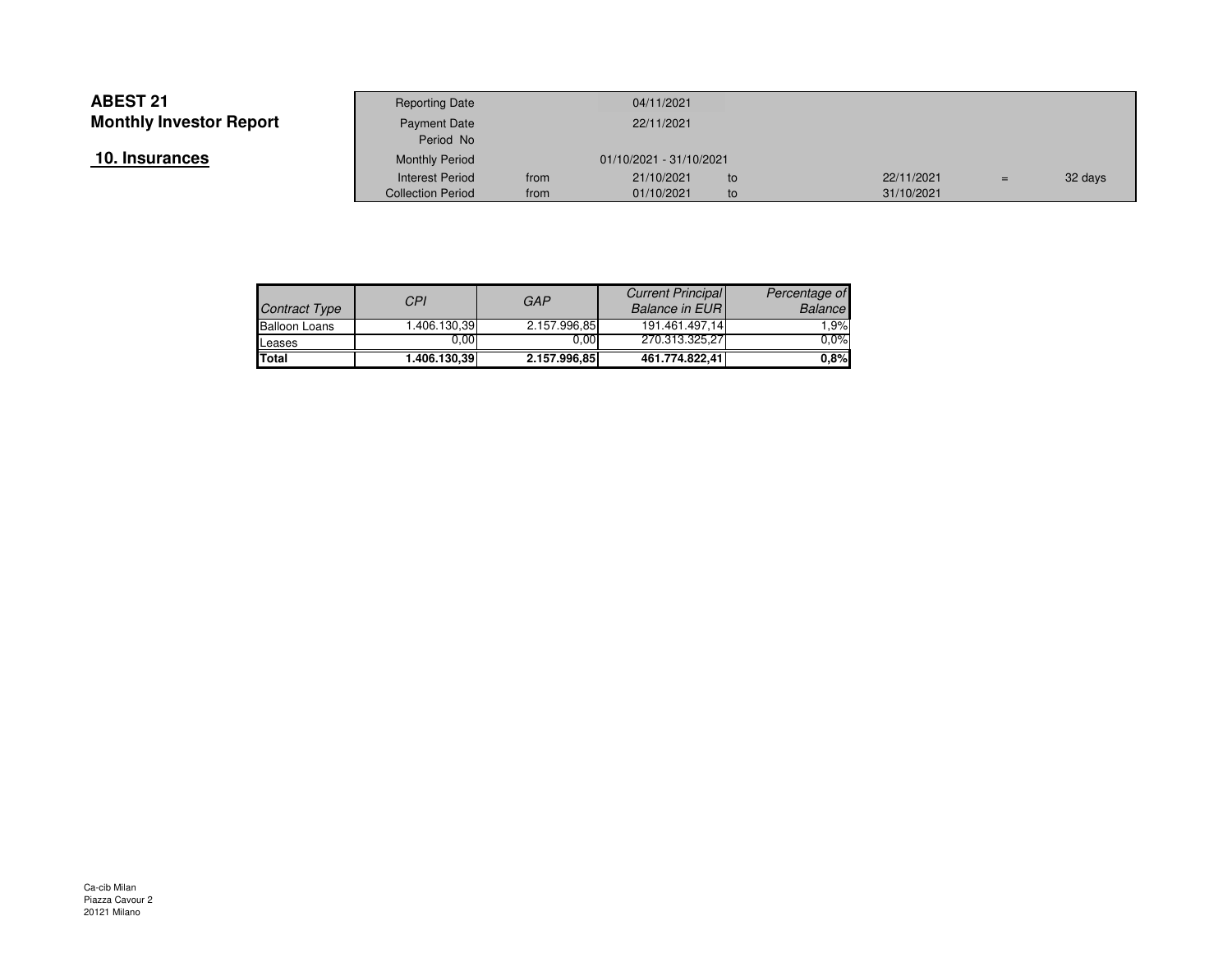**ABEST 21**
**Monthly Investor Report**

## 10. Insurances

| | | | | | | |
|---|---|---|---|---|---|---|
| Reporting Date | | 04/11/2021 | | | | |
| Payment Date | | 22/11/2021 | | | | |
| Period No | | | | | | |
| Monthly Period | | 01/10/2021 - 31/10/2021 | | | | |
| Interest Period | from | 21/10/2021 | to | 22/11/2021 | = | 32 days |
| Collection Period | from | 01/10/2021 | to | 31/10/2021 | | |

| *Contract Type* | *CPI* | *GAP* | *Current Principal Balance in EUR* | *Percentage of Balance* |
|---|---|---|---|---|
| Balloon Loans | 1.406.130,39 | 2.157.996,85 | 191.461.497,14 | 1,9% |
| Leases | 0,00 | 0,00 | 270.313.325,27 | 0,0% |
| **Total** | **1.406.130,39** | **2.157.996,85** | **461.774.822,41** | **0,8%** |

Ca-cib Milan
Piazza Cavour 2
20121 Milano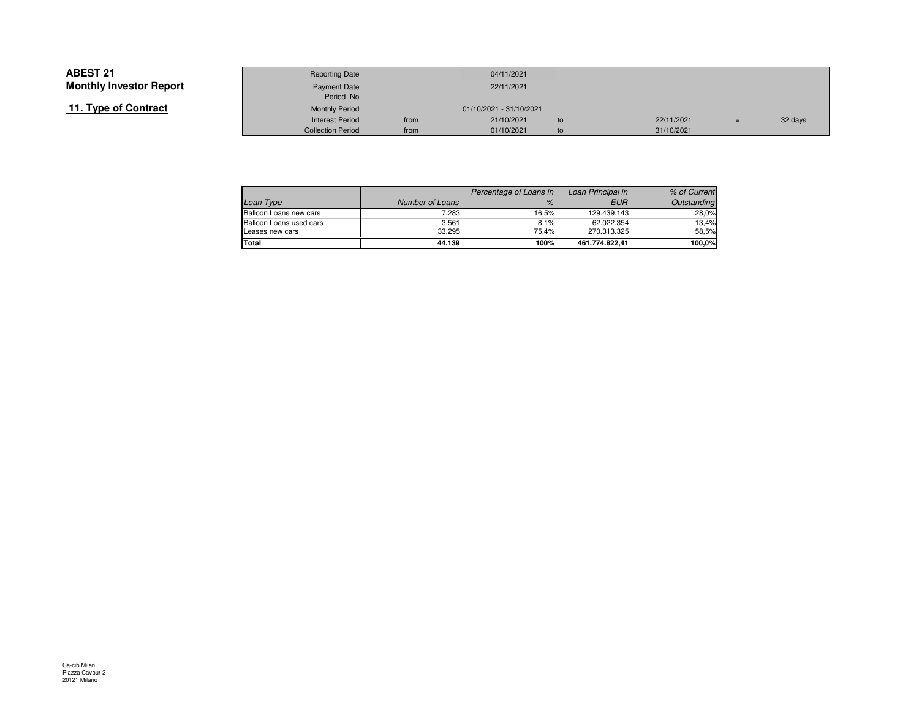**ABEST 21**
**Monthly Investor Report**

## 11. Type of Contract

| | | | | | | |
|---|---|---|---|---|---|---|
| Reporting Date | | 04/11/2021 | | | | |
| Payment Date | | 22/11/2021 | | | | |
| Period No | | | | | | |
| Monthly Period | | 01/10/2021 - 31/10/2021 | | | | |
| Interest Period | from | 21/10/2021 | to | 22/11/2021 | = | 32 days |
| Collection Period | from | 01/10/2021 | to | 31/10/2021 | | |

| *Loan Type* | *Number of Loans* | *Percentage of Loans in %* | *Loan Principal in EUR* | *% of Current Outstanding* |
|---|---|---|---|---|
| Balloon Loans new cars | 7.283 | 16,5% | 129.439.143 | 28,0% |
| Balloon Loans used cars | 3.561 | 8,1% | 62.022.354 | 13,4% |
| Leases new cars | 33.295 | 75,4% | 270.313.325 | 58,5% |
| **Total** | **44.139** | **100%** | **461.774.822,41** | **100,0%** |

Ca-cib Milan
Piazza Cavour 2
20121 Milano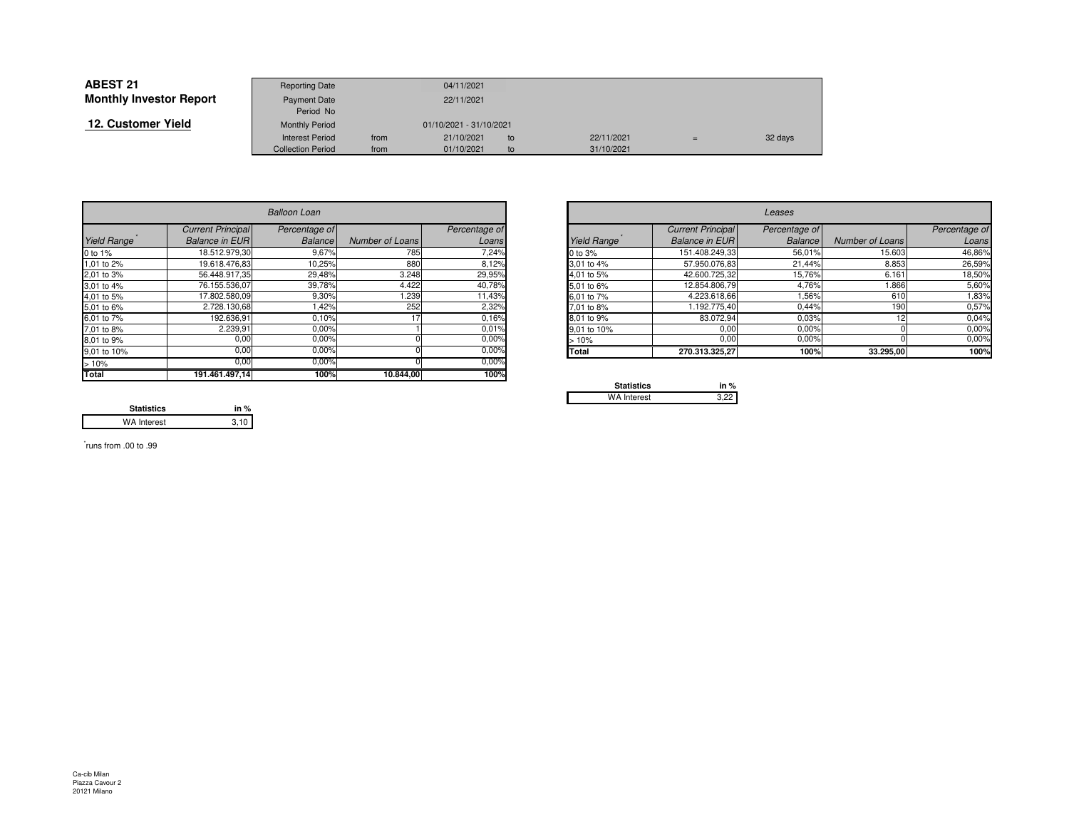# ABEST 21
## Monthly Investor Report

### 12. Customer Yield

| | | | | | | |
|---|---|---|---|---|---|---|
| Reporting Date | | 04/11/2021 | | | | |
| Payment Date | | 22/11/2021 | | | | |
| Period No | | | | | | |
| Monthly Period | | 01/10/2021 - 31/10/2021 | | | | |
| Interest Period | from | 21/10/2021 | to | 22/11/2021 | = | 32 days |
| Collection Period | from | 01/10/2021 | to | 31/10/2021 | | |

| *Balloon Loan* | | | | |
|---|---|---|---|---|
| *Yield Range* * | *Current Principal Balance in EUR* | *Percentage of Balance* | *Number of Loans* | *Percentage of Loans* |
| 0 to 1% | 18.512.979,30 | 9,67% | 785 | 7,24% |
| 1,01 to 2% | 19.618.476,83 | 10,25% | 880 | 8,12% |
| 2,01 to 3% | 56.448.917,35 | 29,48% | 3.248 | 29,95% |
| 3,01 to 4% | 76.155.536,07 | 39,78% | 4.422 | 40,78% |
| 4,01 to 5% | 17.802.580,09 | 9,30% | 1.239 | 11,43% |
| 5,01 to 6% | 2.728.130,68 | 1,42% | 252 | 2,32% |
| 6,01 to 7% | 192.636,91 | 0,10% | 17 | 0,16% |
| 7,01 to 8% | 2.239,91 | 0,00% | 1 | 0,01% |
| 8,01 to 9% | 0,00 | 0,00% | 0 | 0,00% |
| 9,01 to 10% | 0,00 | 0,00% | 0 | 0,00% |
| > 10% | 0,00 | 0,00% | 0 | 0,00% |
| **Total** | **191.461.497,14** | **100%** | **10.844,00** | **100%** |

| Statistics | in % |
|---|---|
| WA Interest | 3,10 |

| *Leases* | | | | |
|---|---|---|---|---|
| *Yield Range* * | *Current Principal Balance in EUR* | *Percentage of Balance* | *Number of Loans* | *Percentage of Loans* |
| 0 to 3% | 151.408.249,33 | 56,01% | 15.603 | 46,86% |
| 3,01 to 4% | 57.950.076,83 | 21,44% | 8.853 | 26,59% |
| 4,01 to 5% | 42.600.725,32 | 15,76% | 6.161 | 18,50% |
| 5,01 to 6% | 12.854.806,79 | 4,76% | 1.866 | 5,60% |
| 6,01 to 7% | 4.223.618,66 | 1,56% | 610 | 1,83% |
| 7,01 to 8% | 1.192.775,40 | 0,44% | 190 | 0,57% |
| 8,01 to 9% | 83.072,94 | 0,03% | 12 | 0,04% |
| 9,01 to 10% | 0,00 | 0,00% | 0 | 0,00% |
| > 10% | 0,00 | 0,00% | 0 | 0,00% |
| **Total** | **270.313.325,27** | **100%** | **33.295,00** | **100%** |

| Statistics | in % |
|---|---|
| WA Interest | 3,22 |

*runs from .00 to .99

Ca-cib Milan
Piazza Cavour 2
20121 Milano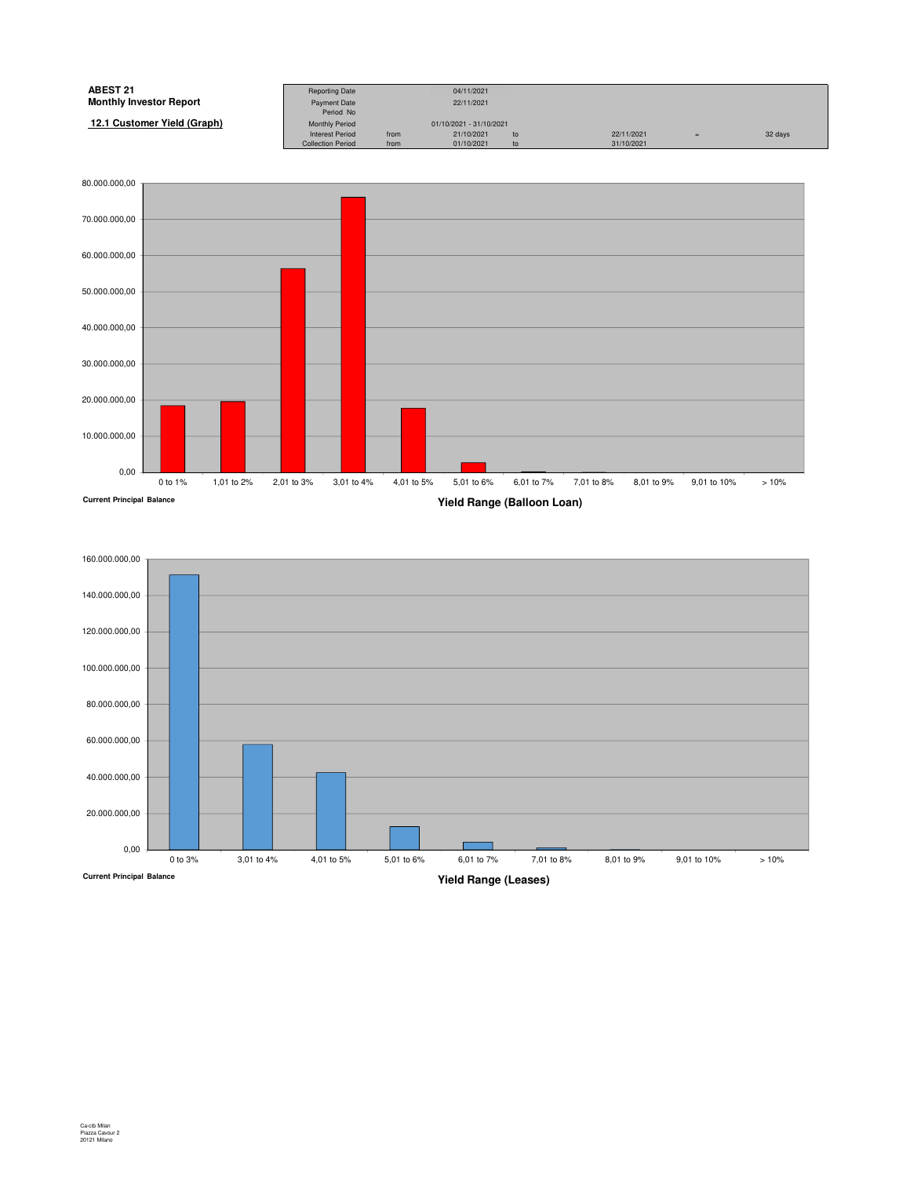**ABEST 21**
**Monthly Investor Report**

**12.1 Customer Yield (Graph)**

| Reporting Date | | 04/11/2021 | | | | |
|---|---|---|---|---|---|---|
| Payment Date | | 22/11/2021 | | | | |
| Period No | | | | | | |
| Monthly Period | | 01/10/2021 - 31/10/2021 | | | | |
| Interest Period | from | 21/10/2021 | to | 22/11/2021 | = | 32 days |
| Collection Period | from | 01/10/2021 | to | 31/10/2021 | | |

Current Principal Balance

Yield Range (Balloon Loan)

Current Principal Balance

Yield Range (Leases)

Ca-cib Milan
Piazza Cavour 2
20121 Milano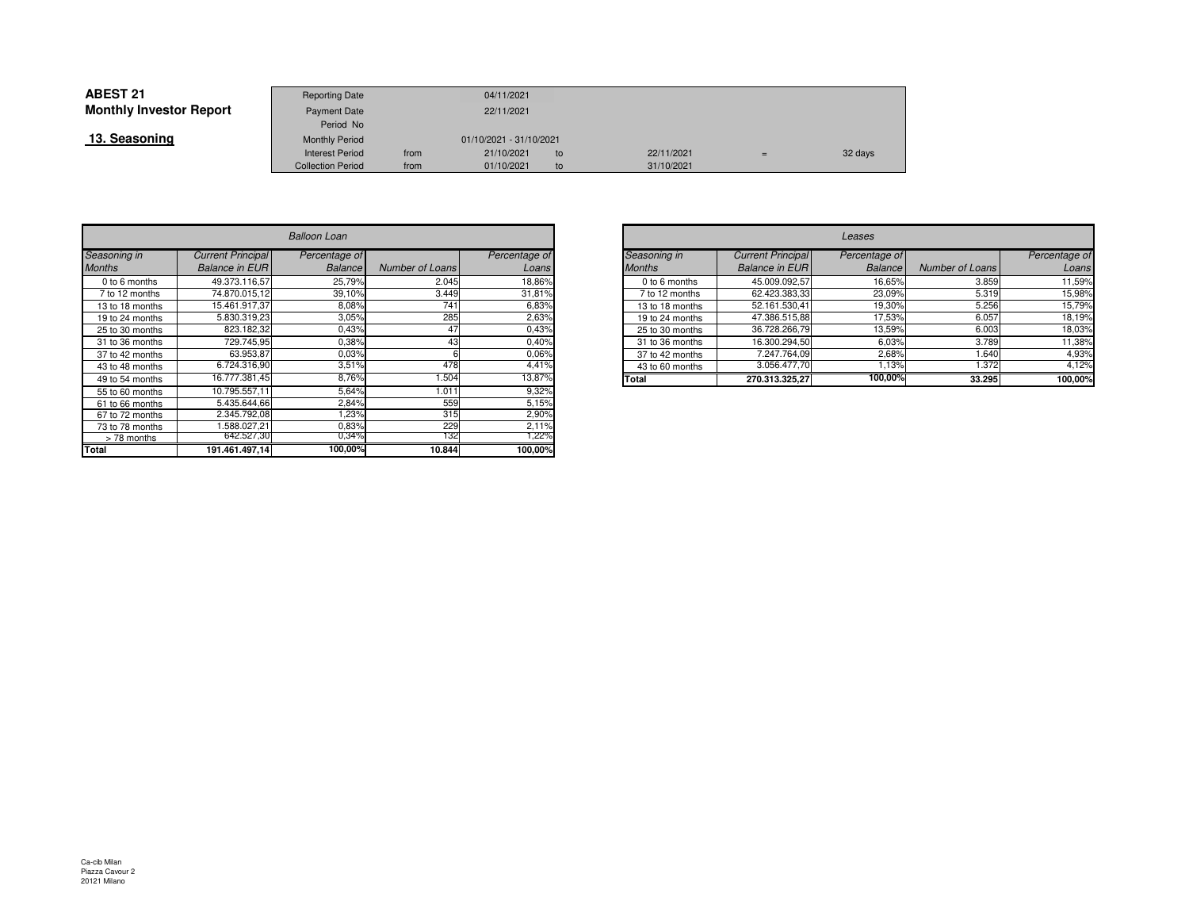# ABEST 21
## Monthly Investor Report

### 13. Seasoning

| | | | | | | |
|---|---|---|---|---|---|---|
| Reporting Date | | 04/11/2021 | | | | |
| Payment Date | | 22/11/2021 | | | | |
| Period No | | | | | | |
| Monthly Period | | 01/10/2021 - 31/10/2021 | | | | |
| Interest Period | from | 21/10/2021 | to | 22/11/2021 | = | 32 days |
| Collection Period | from | 01/10/2021 | to | 31/10/2021 | | |

| *Balloon Loan* | | | | |
|---|---|---|---|---|
| *Seasoning in Months* | *Current Principal Balance in EUR* | *Percentage of Balance* | *Number of Loans* | *Percentage of Loans* |
| 0 to 6 months | 49.373.116,57 | 25,79% | 2.045 | 18,86% |
| 7 to 12 months | 74.870.015,12 | 39,10% | 3.449 | 31,81% |
| 13 to 18 months | 15.461.917,37 | 8,08% | 741 | 6,83% |
| 19 to 24 months | 5.830.319,23 | 3,05% | 285 | 2,63% |
| 25 to 30 months | 823.182,32 | 0,43% | 47 | 0,43% |
| 31 to 36 months | 729.745,95 | 0,38% | 43 | 0,40% |
| 37 to 42 months | 63.953,87 | 0,03% | 6 | 0,06% |
| 43 to 48 months | 6.724.316,90 | 3,51% | 478 | 4,41% |
| 49 to 54 months | 16.777.381,45 | 8,76% | 1.504 | 13,87% |
| 55 to 60 months | 10.795.557,11 | 5,64% | 1.011 | 9,32% |
| 61 to 66 months | 5.435.644,66 | 2,84% | 559 | 5,15% |
| 67 to 72 months | 2.345.792,08 | 1,23% | 315 | 2,90% |
| 73 to 78 months | 1.588.027,21 | 0,83% | 229 | 2,11% |
| > 78 months | 642.527,30 | 0,34% | 132 | 1,22% |
| **Total** | **191.461.497,14** | **100,00%** | **10.844** | **100,00%** |

| *Leases* | | | | |
|---|---|---|---|---|
| *Seasoning in Months* | *Current Principal Balance in EUR* | *Percentage of Balance* | *Number of Loans* | *Percentage of Loans* |
| 0 to 6 months | 45.009.092,57 | 16,65% | 3.859 | 11,59% |
| 7 to 12 months | 62.423.383,33 | 23,09% | 5.319 | 15,98% |
| 13 to 18 months | 52.161.530,41 | 19,30% | 5.256 | 15,79% |
| 19 to 24 months | 47.386.515,88 | 17,53% | 6.057 | 18,19% |
| 25 to 30 months | 36.728.266,79 | 13,59% | 6.003 | 18,03% |
| 31 to 36 months | 16.300.294,50 | 6,03% | 3.789 | 11,38% |
| 37 to 42 months | 7.247.764,09 | 2,68% | 1.640 | 4,93% |
| 43 to 60 months | 3.056.477,70 | 1,13% | 1.372 | 4,12% |
| **Total** | **270.313.325,27** | **100,00%** | **33.295** | **100,00%** |

Ca-cib Milan
Piazza Cavour 2
20121 Milano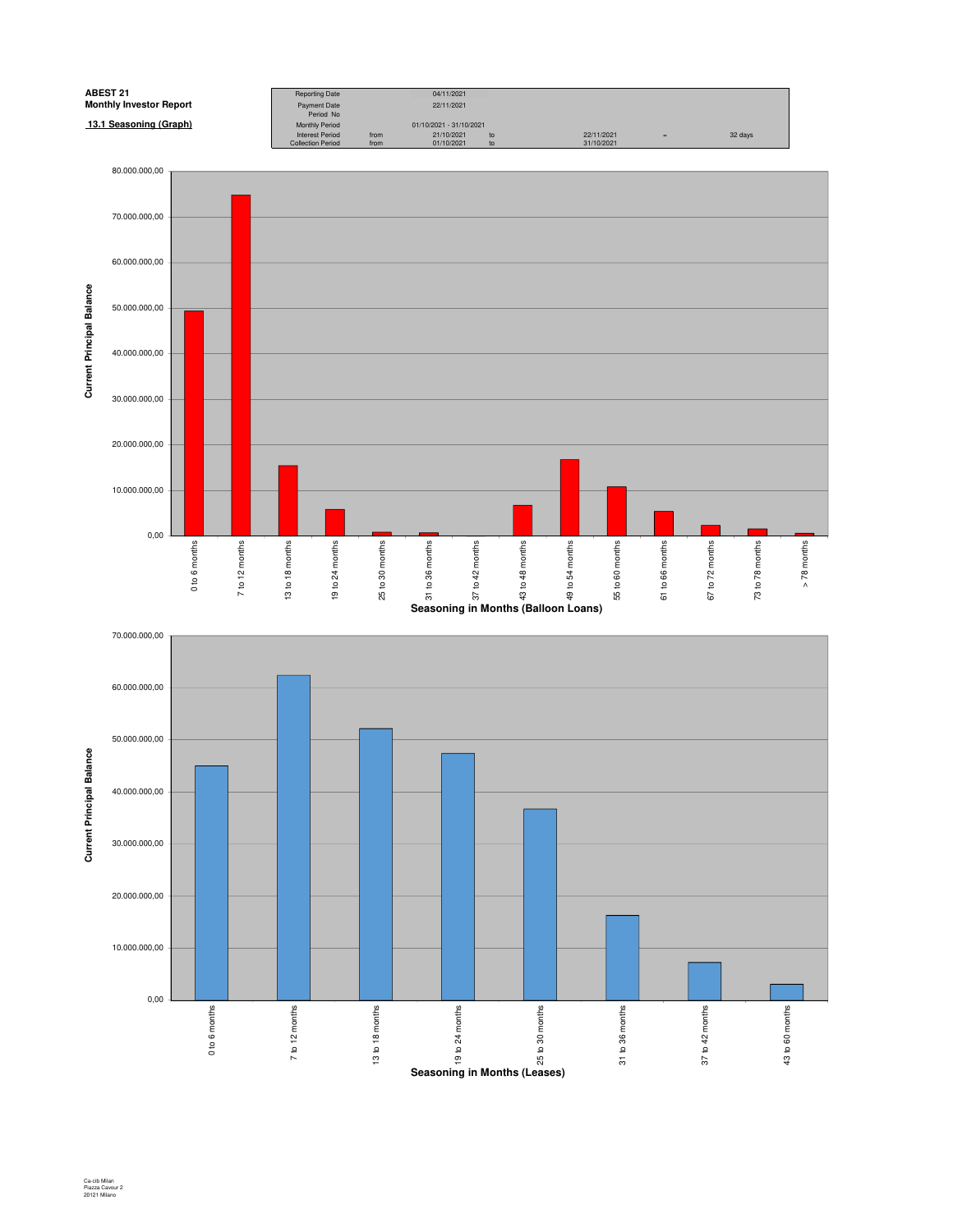**ABEST 21**
**Monthly Investor Report**

**13.1 Seasoning (Graph)**

| | | | | | | |
|---|---|---|---|---|---|---|
| Reporting Date | | 04/11/2021 | | | | |
| Payment Date | | 22/11/2021 | | | | |
| Period No | | | | | | |
| Monthly Period | | 01/10/2021 - 31/10/2021 | | | | |
| Interest Period | from | 21/10/2021 | to | 22/11/2021 | = | 32 days |
| Collection Period | from | 01/10/2021 | to | 31/10/2021 | | |

Current Principal Balance

0,00
10.000.000,00
20.000.000,00
30.000.000,00
40.000.000,00
50.000.000,00
60.000.000,00
70.000.000,00
80.000.000,00

0 to 6 months
7 to 12 months
13 to 18 months
19 to 24 months
25 to 30 months
31 to 36 months
37 to 42 months
43 to 48 months
49 to 54 months
55 to 60 months
61 to 66 months
67 to 72 months
73 to 78 months
> 78 months

**Seasoning in Months (Balloon Loans)**

Current Principal Balance

0,00
10.000.000,00
20.000.000,00
30.000.000,00
40.000.000,00
50.000.000,00
60.000.000,00
70.000.000,00

0 to 6 months
7 to 12 months
13 to 18 months
19 to 24 months
25 to 30 months
31 to 36 months
37 to 42 months
43 to 60 months

**Seasoning in Months (Leases)**

Ca-cib Milan
Piazza Cavour 2
20121 Milano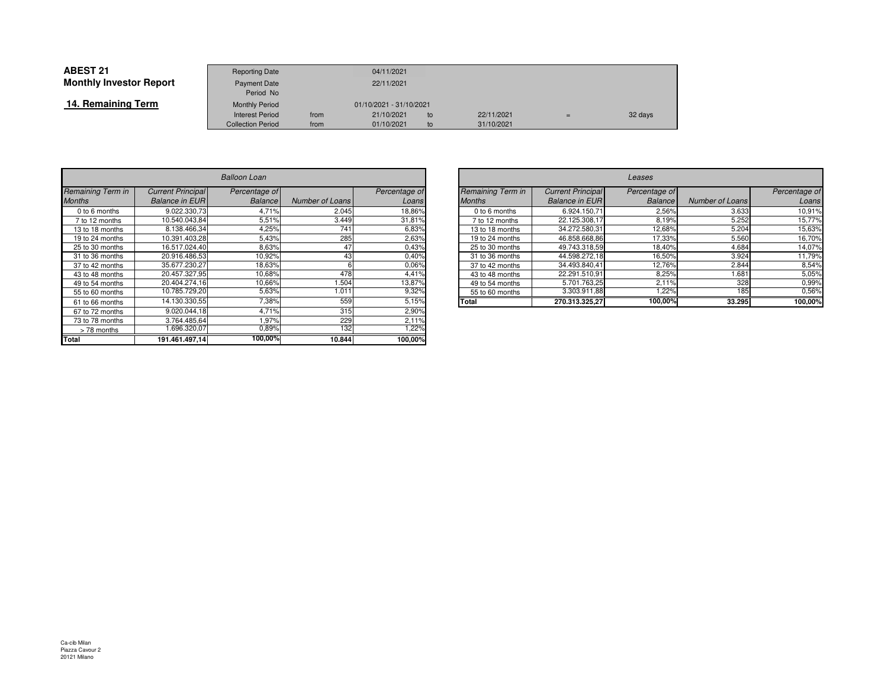**ABEST 21**
**Monthly Investor Report**

**14. Remaining Term**

| | | | | | | |
|---|---|---|---|---|---|---|
| Reporting Date | | 04/11/2021 | | | | |
| Payment Date | | 22/11/2021 | | | | |
| Period No | | | | | | |
| Monthly Period | | 01/10/2021 - 31/10/2021 | | | | |
| Interest Period | from | 21/10/2021 | to | 22/11/2021 | = | 32 days |
| Collection Period | from | 01/10/2021 | to | 31/10/2021 | | |

| *Balloon Loan* | | | | |
|---|---|---|---|---|
| *Remaining Term in Months* | *Current Principal Balance in EUR* | *Percentage of Balance* | *Number of Loans* | *Percentage of Loans* |
| 0 to 6 months | 9.022.330,73 | 4,71% | 2.045 | 18,86% |
| 7 to 12 months | 10.540.043,84 | 5,51% | 3.449 | 31,81% |
| 13 to 18 months | 8.138.466,34 | 4,25% | 741 | 6,83% |
| 19 to 24 months | 10.391.403,28 | 5,43% | 285 | 2,63% |
| 25 to 30 months | 16.517.024,40 | 8,63% | 47 | 0,43% |
| 31 to 36 months | 20.916.486,53 | 10,92% | 43 | 0,40% |
| 37 to 42 months | 35.677.230,27 | 18,63% | 6 | 0,06% |
| 43 to 48 months | 20.457.327,95 | 10,68% | 478 | 4,41% |
| 49 to 54 months | 20.404.274,16 | 10,66% | 1.504 | 13,87% |
| 55 to 60 months | 10.785.729,20 | 5,63% | 1.011 | 9,32% |
| 61 to 66 months | 14.130.330,55 | 7,38% | 559 | 5,15% |
| 67 to 72 months | 9.020.044,18 | 4,71% | 315 | 2,90% |
| 73 to 78 months | 3.764.485,64 | 1,97% | 229 | 2,11% |
| > 78 months | 1.696.320,07 | 0,89% | 132 | 1,22% |
| **Total** | **191.461.497,14** | **100,00%** | **10.844** | **100,00%** |

| *Leases* | | | | |
|---|---|---|---|---|
| *Remaining Term in Months* | *Current Principal Balance in EUR* | *Percentage of Balance* | *Number of Loans* | *Percentage of Loans* |
| 0 to 6 months | 6.924.150,71 | 2,56% | 3.633 | 10,91% |
| 7 to 12 months | 22.125.308,17 | 8,19% | 5.252 | 15,77% |
| 13 to 18 months | 34.272.580,31 | 12,68% | 5.204 | 15,63% |
| 19 to 24 months | 46.858.668,86 | 17,33% | 5.560 | 16,70% |
| 25 to 30 months | 49.743.318,59 | 18,40% | 4.684 | 14,07% |
| 31 to 36 months | 44.598.272,18 | 16,50% | 3.924 | 11,79% |
| 37 to 42 months | 34.493.840,41 | 12,76% | 2.844 | 8,54% |
| 43 to 48 months | 22.291.510,91 | 8,25% | 1.681 | 5,05% |
| 49 to 54 months | 5.701.763,25 | 2,11% | 328 | 0,99% |
| 55 to 60 months | 3.303.911,88 | 1,22% | 185 | 0,56% |
| **Total** | **270.313.325,27** | **100,00%** | **33.295** | **100,00%** |

Ca-cib Milan
Piazza Cavour 2
20121 Milano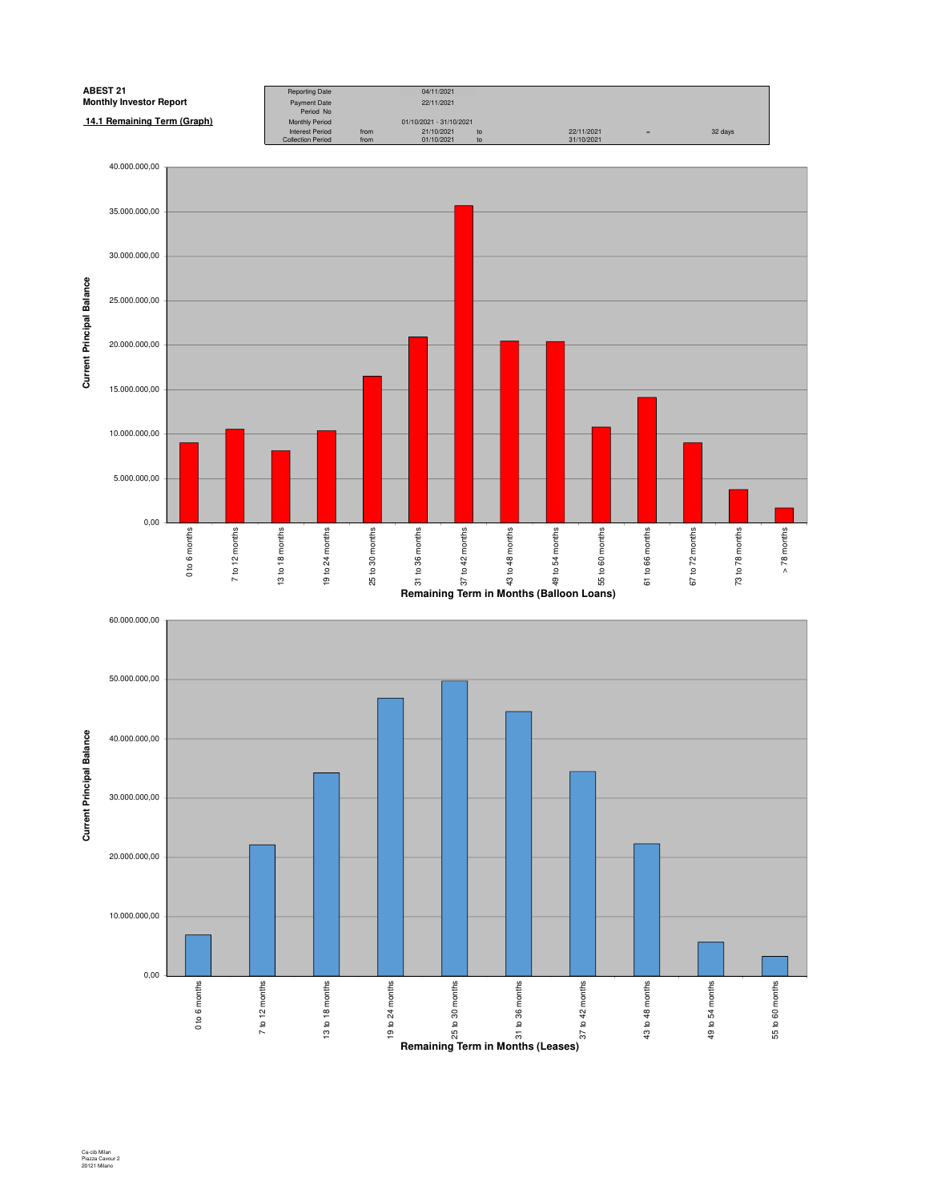**ABEST 21**
**Monthly Investor Report**

**14.1 Remaining Term (Graph)**

| | | | | | | |
|---|---|---|---|---|---|---|
| Reporting Date | | 04/11/2021 | | | | |
| Payment Date | | 22/11/2021 | | | | |
| Period No | | | | | | |
| Monthly Period | | 01/10/2021 - 31/10/2021 | | | | |
| Interest Period | from | 21/10/2021 | to | 22/11/2021 | = | 32 days |
| Collection Period | from | 01/10/2021 | to | 31/10/2021 | | |

Current Principal Balance

40.000.000,00
35.000.000,00
30.000.000,00
25.000.000,00
20.000.000,00
15.000.000,00
10.000.000,00
5.000.000,00
0,00

0 to 6 months | 7 to 12 months | 13 to 18 months | 19 to 24 months | 25 to 30 months | 31 to 36 months | 37 to 42 months | 43 to 48 months | 49 to 54 months | 55 to 60 months | 61 to 66 months | 67 to 72 months | 73 to 78 months | > 78 months

**Remaining Term in Months (Balloon Loans)**

Current Principal Balance

60.000.000,00
50.000.000,00
40.000.000,00
30.000.000,00
20.000.000,00
10.000.000,00
0,00

0 to 6 months | 7 to 12 months | 13 to 18 months | 19 to 24 months | 25 to 30 months | 31 to 36 months | 37 to 42 months | 43 to 48 months | 49 to 54 months | 55 to 60 months

**Remaining Term in Months (Leases)**

Ca-cib Milan
Piazza Cavour 2
20121 Milano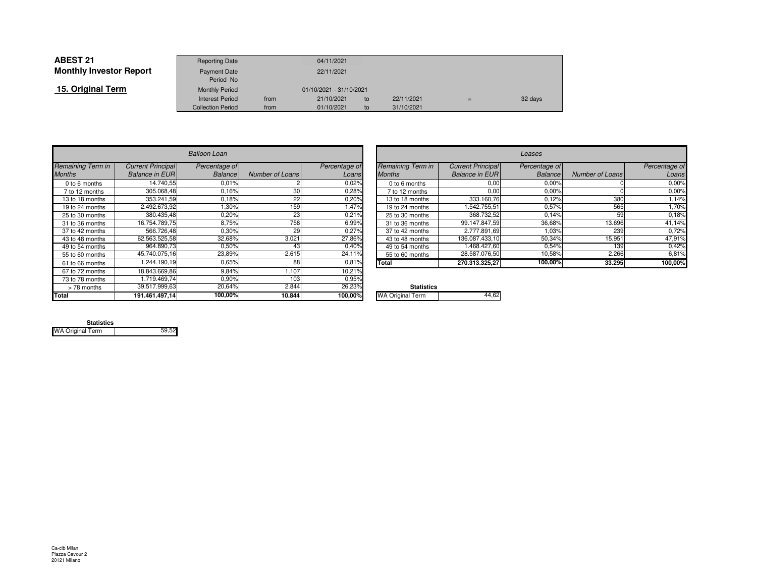# ABEST 21
## Monthly Investor Report

### 15. Original Term

| | | | | | | |
|---|---|---|---|---|---|---|
| Reporting Date | | 04/11/2021 | | | | |
| Payment Date | | 22/11/2021 | | | | |
| Period No | | | | | | |
| Monthly Period | | 01/10/2021 - 31/10/2021 | | | | |
| Interest Period | from | 21/10/2021 | to | 22/11/2021 | = | 32 days |
| Collection Period | from | 01/10/2021 | to | 31/10/2021 | | |

| *Balloon Loan* | | | | |
|---|---|---|---|---|
| *Remaining Term in Months* | *Current Principal Balance in EUR* | *Percentage of Balance* | *Number of Loans* | *Percentage of Loans* |
| 0 to 6 months | 14.740,55 | 0,01% | 2 | 0,02% |
| 7 to 12 months | 305.068,48 | 0,16% | 30 | 0,28% |
| 13 to 18 months | 353.241,59 | 0,18% | 22 | 0,20% |
| 19 to 24 months | 2.492.673,92 | 1,30% | 159 | 1,47% |
| 25 to 30 months | 380.435,48 | 0,20% | 23 | 0,21% |
| 31 to 36 months | 16.754.789,75 | 8,75% | 758 | 6,99% |
| 37 to 42 months | 566.726,48 | 0,30% | 29 | 0,27% |
| 43 to 48 months | 62.563.525,58 | 32,68% | 3.021 | 27,86% |
| 49 to 54 months | 964.890,73 | 0,50% | 43 | 0,40% |
| 55 to 60 months | 45.740.075,16 | 23,89% | 2.615 | 24,11% |
| 61 to 66 months | 1.244.190,19 | 0,65% | 88 | 0,81% |
| 67 to 72 months | 18.843.669,86 | 9,84% | 1.107 | 10,21% |
| 73 to 78 months | 1.719.469,74 | 0,90% | 103 | 0,95% |
| > 78 months | 39.517.999,63 | 20,64% | 2.844 | 26,23% |
| **Total** | **191.461.497,14** | **100,00%** | **10.844** | **100,00%** |

| Statistics | |
|---|---|
| WA Original Term | 59,52 |

| *Leases* | | | | |
|---|---|---|---|---|
| *Remaining Term in Months* | *Current Principal Balance in EUR* | *Percentage of Balance* | *Number of Loans* | *Percentage of Loans* |
| 0 to 6 months | 0,00 | 0,00% | 0 | 0,00% |
| 7 to 12 months | 0,00 | 0,00% | 0 | 0,00% |
| 13 to 18 months | 333.160,76 | 0,12% | 380 | 1,14% |
| 19 to 24 months | 1.542.755,51 | 0,57% | 565 | 1,70% |
| 25 to 30 months | 368.732,52 | 0,14% | 59 | 0,18% |
| 31 to 36 months | 99.147.847,59 | 36,68% | 13.696 | 41,14% |
| 37 to 42 months | 2.777.891,69 | 1,03% | 239 | 0,72% |
| 43 to 48 months | 136.087.433,10 | 50,34% | 15.951 | 47,91% |
| 49 to 54 months | 1.468.427,60 | 0,54% | 139 | 0,42% |
| 55 to 60 months | 28.587.076,50 | 10,58% | 2.266 | 6,81% |
| **Total** | **270.313.325,27** | **100,00%** | **33.295** | **100,00%** |

| Statistics | |
|---|---|
| WA Original Term | 44,62 |

Ca-cib Milan
Piazza Cavour 2
20121 Milano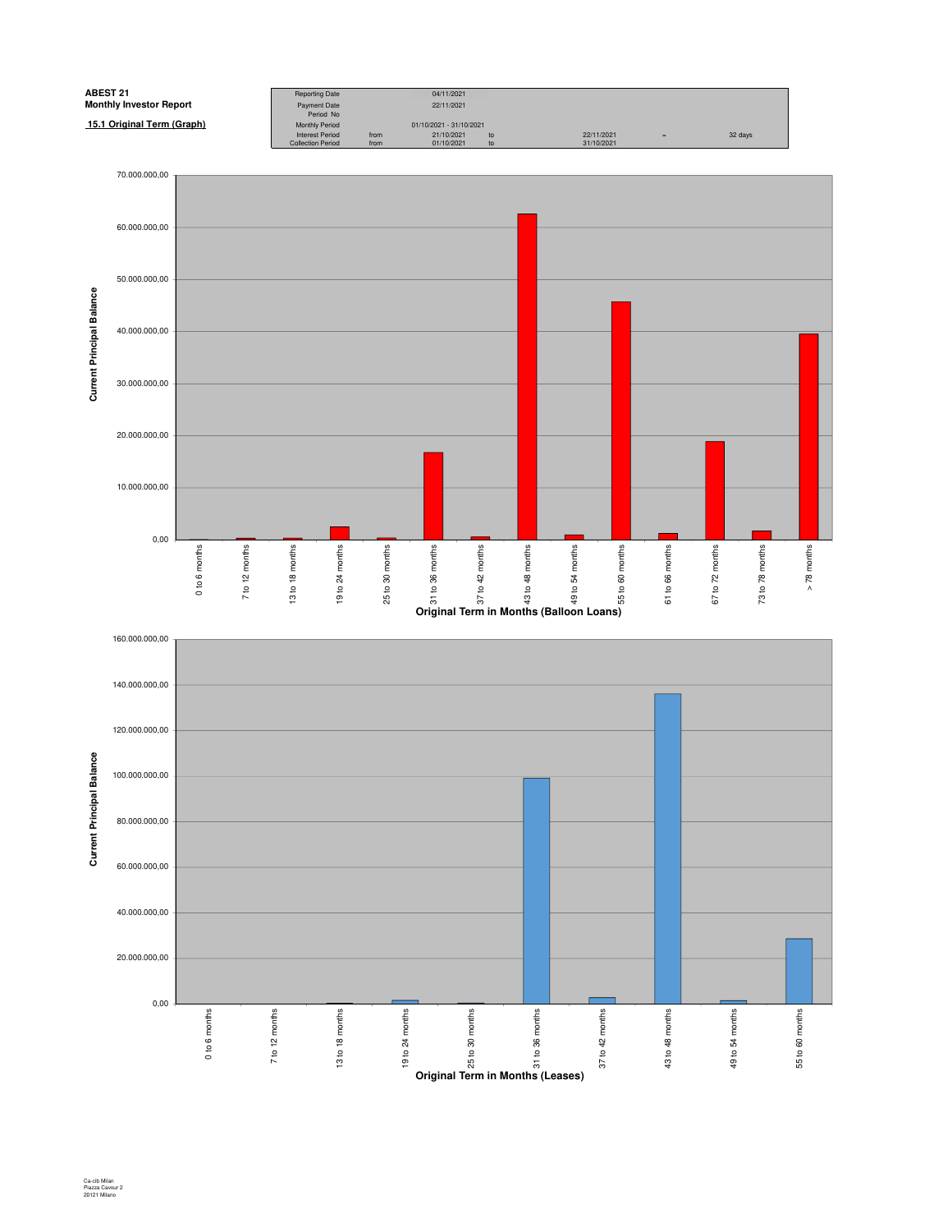**ABEST 21**
**Monthly Investor Report**

**15.1 Original Term (Graph)**

| | | | | | | |
|---|---|---|---|---|---|---|
| Reporting Date | | 04/11/2021 | | | | |
| Payment Date | | 22/11/2021 | | | | |
| Period No | | | | | | |
| Monthly Period | | 01/10/2021 - 31/10/2021 | | | | |
| Interest Period | from | 21/10/2021 | to | 22/11/2021 | = | 32 days |
| Collection Period | from | 01/10/2021 | to | 31/10/2021 | | |

Current Principal Balance

70.000.000,00
60.000.000,00
50.000.000,00
40.000.000,00
30.000.000,00
20.000.000,00
10.000.000,00
0,00

0 to 6 months | 7 to 12 months | 13 to 18 months | 19 to 24 months | 25 to 30 months | 31 to 36 months | 37 to 42 months | 43 to 48 months | 49 to 54 months | 55 to 60 months | 61 to 66 months | 67 to 72 months | 73 to 78 months | > 78 months

**Original Term in Months (Balloon Loans)**

Current Principal Balance

160.000.000,00
140.000.000,00
120.000.000,00
100.000.000,00
80.000.000,00
60.000.000,00
40.000.000,00
20.000.000,00
0,00

0 to 6 months | 7 to 12 months | 13 to 18 months | 19 to 24 months | 25 to 30 months | 31 to 36 months | 37 to 42 months | 43 to 48 months | 49 to 54 months | 55 to 60 months

**Original Term in Months (Leases)**

Ca-cib Milan
Piazza Cavour 2
20121 Milano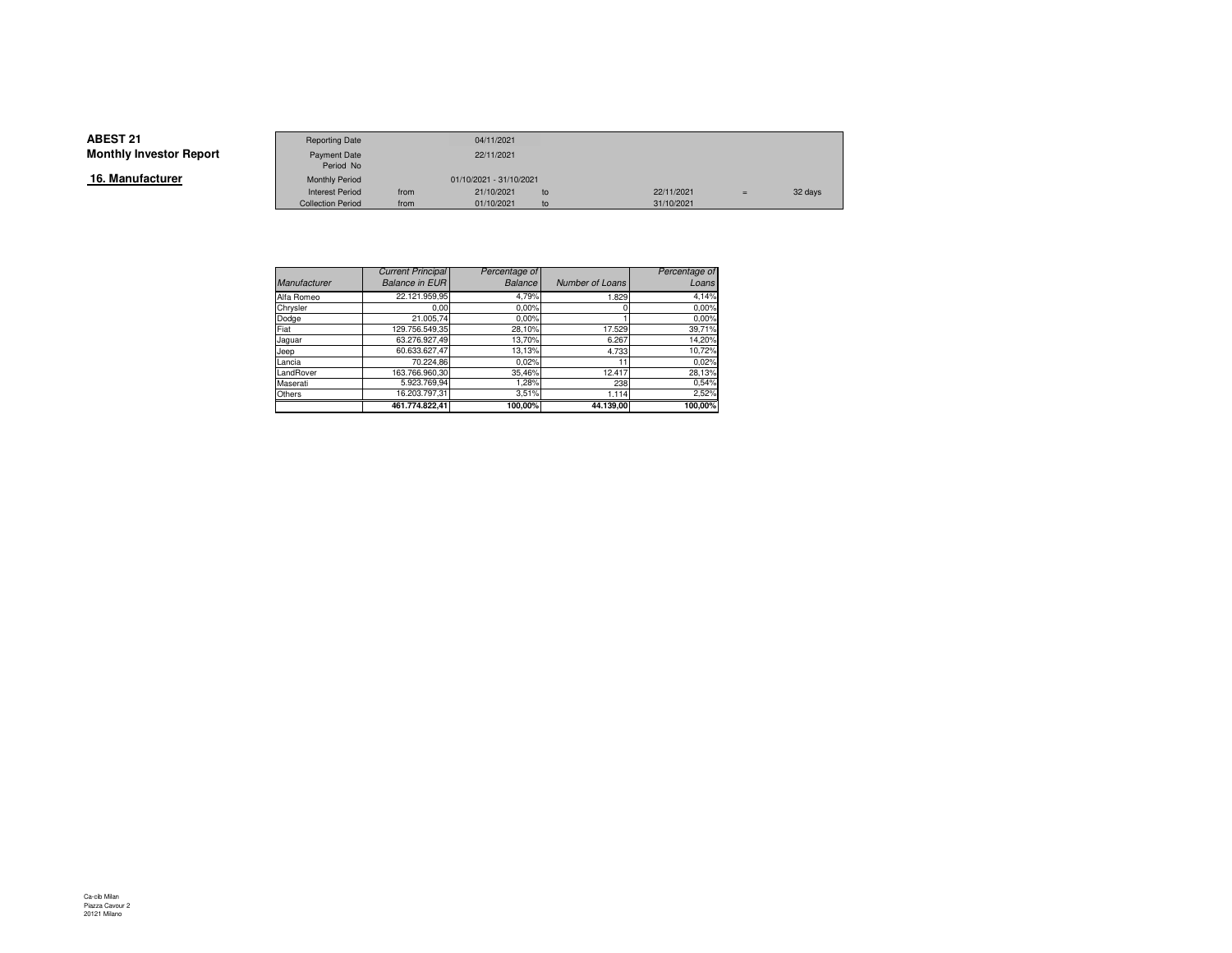**ABEST 21**
**Monthly Investor Report**

## 16. Manufacturer

| | | | | | | |
|---|---|---|---|---|---|---|
| Reporting Date | | 04/11/2021 | | | | |
| Payment Date | | 22/11/2021 | | | | |
| Period No | | | | | | |
| Monthly Period | | 01/10/2021 - 31/10/2021 | | | | |
| Interest Period | from | 21/10/2021 | to | 22/11/2021 | = | 32 days |
| Collection Period | from | 01/10/2021 | to | 31/10/2021 | | |

| *Manufacturer* | *Current Principal Balance in EUR* | *Percentage of Balance* | *Number of Loans* | *Percentage of Loans* |
|---|---|---|---|---|
| Alfa Romeo | 22.121.959,95 | 4,79% | 1.829 | 4,14% |
| Chrysler | 0,00 | 0,00% | 0 | 0,00% |
| Dodge | 21.005,74 | 0,00% | 1 | 0,00% |
| Fiat | 129.756.549,35 | 28,10% | 17.529 | 39,71% |
| Jaguar | 63.276.927,49 | 13,70% | 6.267 | 14,20% |
| Jeep | 60.633.627,47 | 13,13% | 4.733 | 10,72% |
| Lancia | 70.224,86 | 0,02% | 11 | 0,02% |
| LandRover | 163.766.960,30 | 35,46% | 12.417 | 28,13% |
| Maserati | 5.923.769,94 | 1,28% | 238 | 0,54% |
| Others | 16.203.797,31 | 3,51% | 1.114 | 2,52% |
| | **461.774.822,41** | **100,00%** | **44.139,00** | **100,00%** |

Ca-cib Milan
Piazza Cavour 2
20121 Milano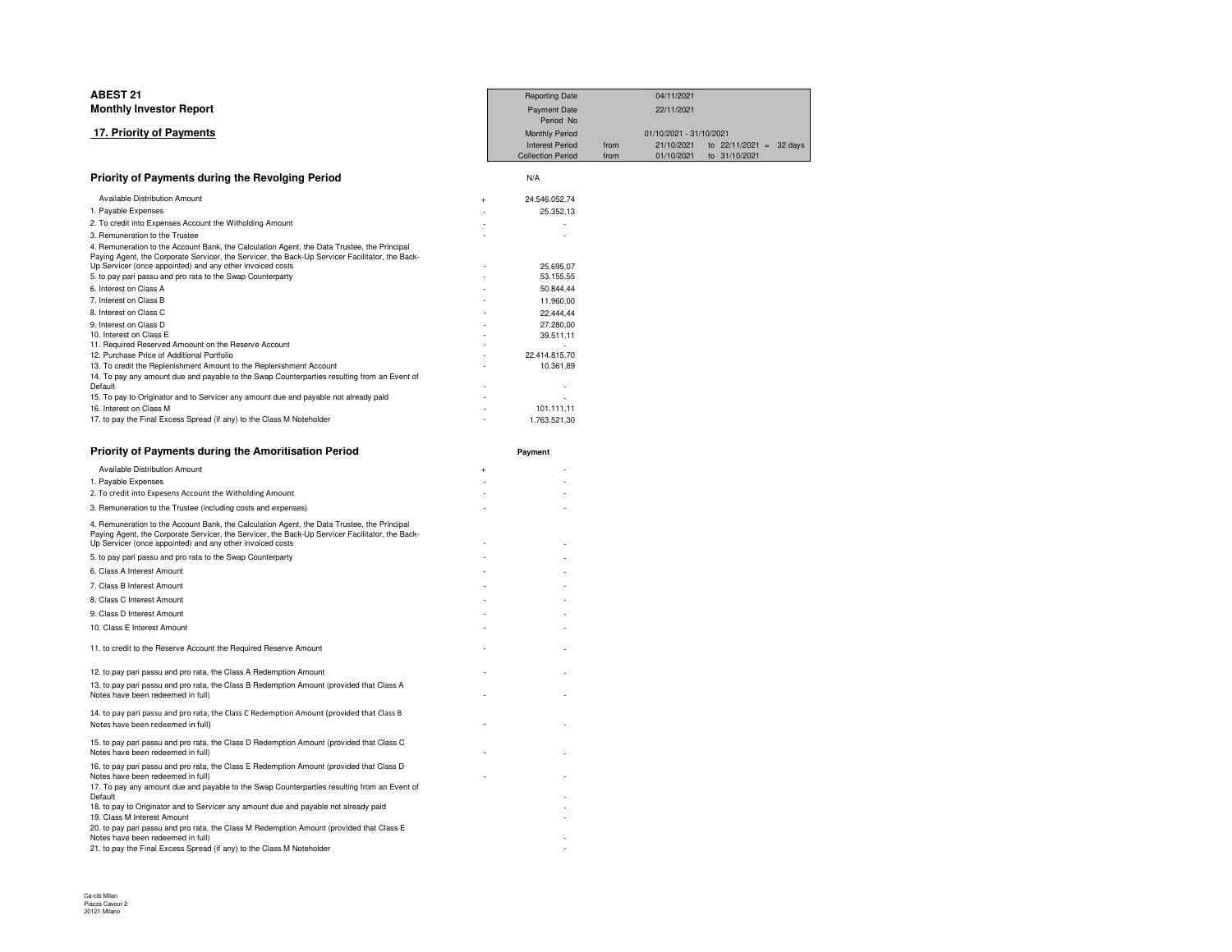**ABEST 21**
**Monthly Investor Report**

## 17. Priority of Payments

| | | | | |
|---|---|---|---|---|
| Reporting Date | | 04/11/2021 | | |
| Payment Date | | 22/11/2021 | | |
| Period No | | | | |
| Monthly Period | | 01/10/2021 - 31/10/2021 | | |
| Interest Period | from | 21/10/2021 | to 22/11/2021 = | 32 days |
| Collection Period | from | 01/10/2021 | to 31/10/2021 | |

### Priority of Payments during the Revolging Period

| | | N/A |
|---|---|---|
| Available Distribution Amount | + | 24.546.052,74 |
| 1. Payable Expenses | - | 25.352,13 |
| 2. To credit into Expenses Account the Witholding Amount | - | - |
| 3. Remuneration to the Trustee | - | - |
| 4. Remuneration to the Account Bank, the Calculation Agent, the Data Trustee, the Principal Paying Agent, the Corporate Servicer, the Servicer, the Back-Up Servicer Facilitator, the Back-Up Servicer (once appointed) and any other invoiced costs | - | 25.695,07 |
| 5. to pay pari passu and pro rata to the Swap Counterparty | - | 53.155,55 |
| 6. Interest on Class A | - | 50.844,44 |
| 7. Interest on Class B | - | 11.960,00 |
| 8. Interest on Class C | - | 22.444,44 |
| 9. Interest on Class D | - | 27.280,00 |
| 10. Interest on Class E | - | 39.511,11 |
| 11. Required Reserved Amoount on the Reserve Account | - | - |
| 12. Purchase Price of Additional Portfolio | - | 22.414.815,70 |
| 13. To credit the Replenishment Amount to the Replenishment Account | - | 10.361,89 |
| 14. To pay any amount due and payable to the Swap Counterparties resulting from an Event of Default | - | - |
| 15. To pay to Originator and to Servicer any amount due and payable not already paid | - | - |
| 16. Interest on Class M | - | 101.111,11 |
| 17. to pay the Final Excess Spread (if any) to the Class M Noteholder | - | 1.763.521,30 |

### Priority of Payments during the Amoritisation Period

| | | Payment |
|---|---|---|
| Available Distribution Amount | + | - |
| 1. Payable Expenses | - | - |
| 2. To credit into Expesens Account the Witholding Amount | - | - |
| 3. Remuneration to the Trustee (including costs and expenses) | - | - |
| 4. Remuneration to the Account Bank, the Calculation Agent, the Data Trustee, the Principal Paying Agent, the Corporate Servicer, the Servicer, the Back-Up Servicer Facilitator, the Back-Up Servicer (once appointed) and any other invoiced costs | - | - |
| 5. to pay pari passu and pro rata to the Swap Counterparty | - | - |
| 6. Class A Interest Amount | - | - |
| 7. Class B Interest Amount | - | - |
| 8. Class C Interest Amount | - | - |
| 9. Class D Interest Amount | - | - |
| 10. Class E Interest Amount | - | - |
| 11. to credit to the Reserve Account the Required Reserve Amount | - | - |
| 12. to pay pari passu and pro rata, the Class A Redemption Amount | - | - |
| 13. to pay pari passu and pro rata, the Class B Redemption Amount (provided that Class A Notes have been redeemed in full) | - | - |
| 14. to pay pari passu and pro rata, the Class C Redemption Amount (provided that Class B Notes have been redeemed in full) | - | - |
| 15. to pay pari passu and pro rata, the Class D Redemption Amount (provided that Class C Notes have been redeemed in full) | - | - |
| 16. to pay pari passu and pro rata, the Class E Redemption Amount (provided that Class D Notes have been redeemed in full) | - | - |
| 17. To pay any amount due and payable to the Swap Counterparties resulting from an Event of Default | | - |
| 18. to pay to Originator and to Servicer any amount due and payable not already paid | | - |
| 19. Class M Interest Amount | | - |
| 20. to pay pari passu and pro rata, the Class M Redemption Amount (provided that Class E Notes have been redeemed in full) | | - |
| 21. to pay the Final Excess Spread (if any) to the Class M Noteholder | | - |

Ca-cib Milan
Piazza Cavour 2
20121 Milano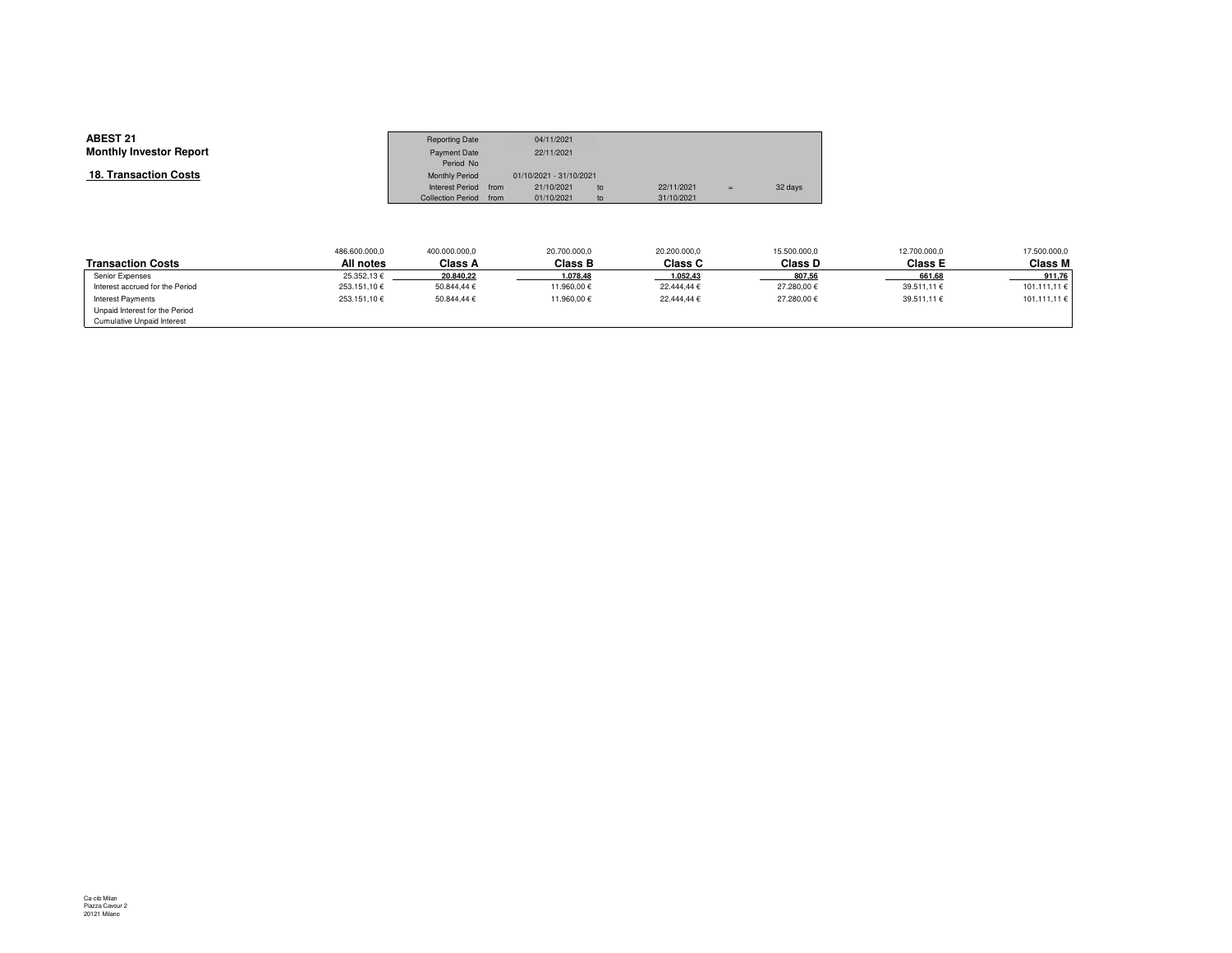**ABEST 21**
**Monthly Investor Report**

**18. Transaction Costs**

| Reporting Date | | 04/11/2021 | | | | |
|---|---|---|---|---|---|---|
| Payment Date | | 22/11/2021 | | | | |
| Period No | | | | | | |
| Monthly Period | | 01/10/2021 - 31/10/2021 | | | | |
| Interest Period | from | 21/10/2021 | to | 22/11/2021 | = | 32 days |
| Collection Period | from | 01/10/2021 | to | 31/10/2021 | | |

| | 486.600.000,0 | 400.000.000,0 | 20.700.000,0 | 20.200.000,0 | 15.500.000,0 | 12.700.000,0 | 17.500.000,0 |
|---|---|---|---|---|---|---|---|
| **Transaction Costs** | **All notes** | **Class A** | **Class B** | **Class C** | **Class D** | **Class E** | **Class M** |
| Senior Expenses | 25.352,13 € | 20.840,22 | 1.078,48 | 1.052,43 | 807,56 | 661,68 | 911,76 |
| Interest accrued for the Period | 253.151,10 € | 50.844,44 € | 11.960,00 € | 22.444,44 € | 27.280,00 € | 39.511,11 € | 101.111,11 € |
| Interest Payments | 253.151,10 € | 50.844,44 € | 11.960,00 € | 22.444,44 € | 27.280,00 € | 39.511,11 € | 101.111,11 € |
| Unpaid Interest for the Period | | | | | | | |
| Cumulative Unpaid Interest | | | | | | | |

Ca-cib Milan
Piazza Cavour 2
20121 Milano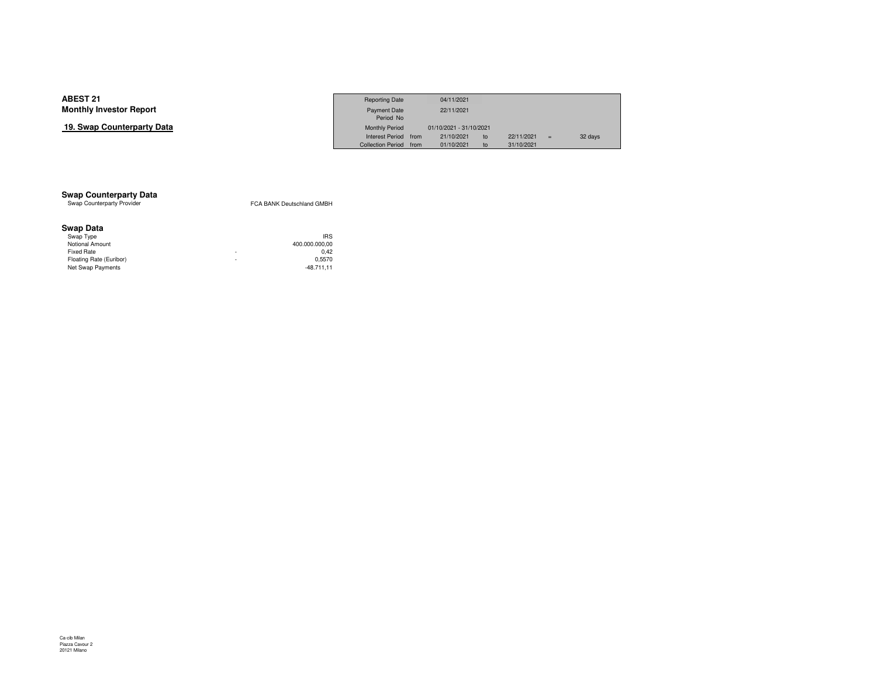**ABEST 21**
**Monthly Investor Report**

## 19. Swap Counterparty Data

| | | | | | | |
|---|---|---|---|---|---|---|
| Reporting Date | | 04/11/2021 | | | | |
| Payment Date | | 22/11/2021 | | | | |
| Period No | | | | | | |
| Monthly Period | | 01/10/2021 - 31/10/2021 | | | | |
| Interest Period | from | 21/10/2021 | to | 22/11/2021 | = | 32 days |
| Collection Period | from | 01/10/2021 | to | 31/10/2021 | | |

### Swap Counterparty Data

| | |
|---|---|
| Swap Counterparty Provider | FCA BANK Deutschland GMBH |

### Swap Data

| | | |
|---|---|---|
| Swap Type | | IRS |
| Notional Amount | | 400.000.000,00 |
| Fixed Rate | - | 0,42 |
| Floating Rate (Euribor) | - | 0,5570 |
| Net Swap Payments | | -48.711,11 |

Ca-cib Milan
Piazza Cavour 2
20121 Milano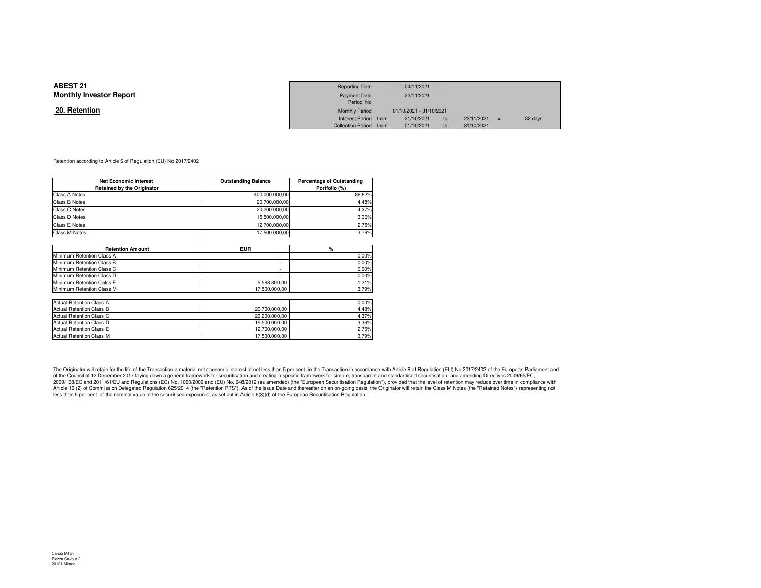**ABEST 21**
**Monthly Investor Report**

**20. Retention**

| Reporting Date | | 04/11/2021 | | | | |
|---|---|---|---|---|---|---|
| Payment Date | | 22/11/2021 | | | | |
| Period No | | | | | | |
| Monthly Period | | 01/10/2021 - 31/10/2021 | | | | |
| Interest Period | from | 21/10/2021 | to | 22/11/2021 | = | 32 days |
| Collection Period | from | 01/10/2021 | to | 31/10/2021 | | |

Retention according to Article 6 of Regulation (EU) No 2017/2402

| Net Economic Interest Retained by the Originator | Outstanding Balance | Percentage of Outstanding Portfolio (%) |
|---|---|---|
| Class A Notes | 400.000.000,00 | 86,62% |
| Class B Notes | 20.700.000,00 | 4,48% |
| Class C Notes | 20.200.000,00 | 4,37% |
| Class D Notes | 15.500.000,00 | 3,36% |
| Class E Notes | 12.700.000,00 | 2,75% |
| Class M Notes | 17.500.000,00 | 3,79% |

| Retention Amount | EUR | % |
|---|---|---|
| Minimum Retention Class A | - | 0,00% |
| Minimum Retention Class B | - | 0,00% |
| Minimum Retention Class C | - | 0,00% |
| Minimum Retention Class D | - | 0,00% |
| Minimum Retention Calss E | 5.588.800,00 | 1,21% |
| Minimum Retention Class M | 17.500.000,00 | 3,79% |
| | | |
| Actual Retention Class A | - | 0,00% |
| Actual Retention Class B | 20.700.000,00 | 4,48% |
| Actual Retention Class C | 20.200.000,00 | 4,37% |
| Actual Retention Class D | 15.500.000,00 | 3,36% |
| Actual Retention Class E | 12.700.000,00 | 2,75% |
| Actual Retention Class M | 17.500.000,00 | 3,79% |

The Originator will retain for the life of the Transaction a material net economic interest of not less than 5 per cent. in the Transaction in accordance with Article 6 of Regulation (EU) No 2017/2402 of the European Parliament and of the Council of 12 December 2017 laying down a general framework for securitisation and creating a specific framework for simple, transparent and standardised securitisation, and amending Directives 2009/65/EC, 2009/138/EC and 2011/61/EU and Regulations (EC) No. 1060/2009 and (EU) No. 648/2012 (as amended) (the "European Securitisation Regulation"), provided that the level of retention may reduce over time in compliance with Article 10 (2) of Commission Delegated Regulation 625/2014 (the "Retention RTS"). As of the Issue Date and thereafter on an on-going basis, the Originator will retain the Class M Notes (the "Retained Notes") representing not less than 5 per cent. of the nominal value of the securitised exposures, as set out in Article 6(3)(d) of the European Securitisation Regulation.

Ca-cib Milan
Piazza Cavour 2
20121 Milano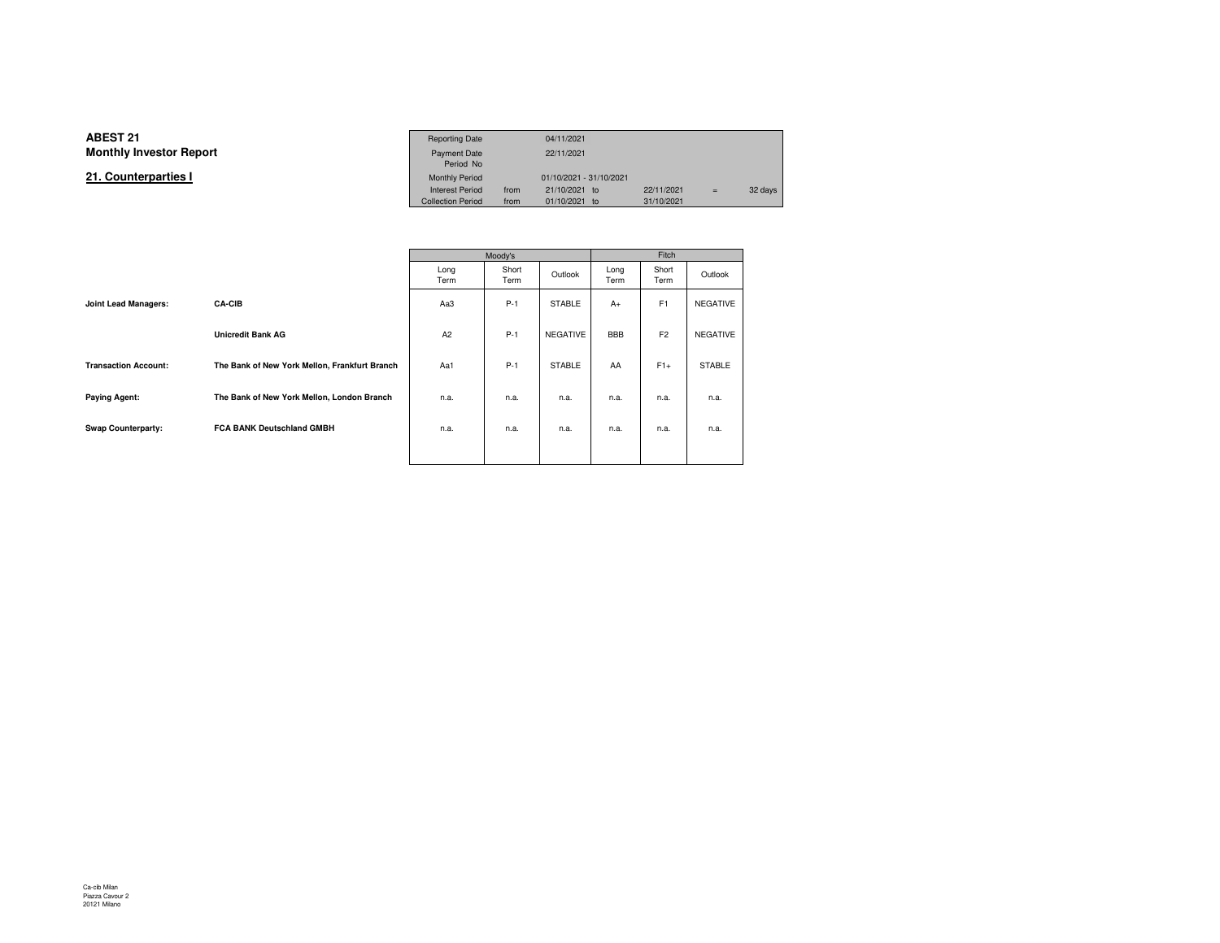# ABEST 21
## Monthly Investor Report

### 21. Counterparties I

| | | | | | |
|---|---|---|---|---|---|
| Reporting Date | | 04/11/2021 | | | |
| Payment Date | | 22/11/2021 | | | |
| Period No | | | | | |
| Monthly Period | | 01/10/2021 - 31/10/2021 | | | |
| Interest Period | from | 21/10/2021 to | 22/11/2021 | = | 32 days |
| Collection Period | from | 01/10/2021 to | 31/10/2021 | | |

| | | Moody's | | | Fitch | | |
|---|---|---|---|---|---|---|---|
| | | Long Term | Short Term | Outlook | Long Term | Short Term | Outlook |
| **Joint Lead Managers:** | **CA-CIB** | Aa3 | P-1 | STABLE | A+ | F1 | NEGATIVE |
| | **Unicredit Bank AG** | A2 | P-1 | NEGATIVE | BBB | F2 | NEGATIVE |
| **Transaction Account:** | **The Bank of New York Mellon, Frankfurt Branch** | Aa1 | P-1 | STABLE | AA | F1+ | STABLE |
| **Paying Agent:** | **The Bank of New York Mellon, London Branch** | n.a. | n.a. | n.a. | n.a. | n.a. | n.a. |
| **Swap Counterparty:** | **FCA BANK Deutschland GMBH** | n.a. | n.a. | n.a. | n.a. | n.a. | n.a. |

Ca-cib Milan
Piazza Cavour 2
20121 Milano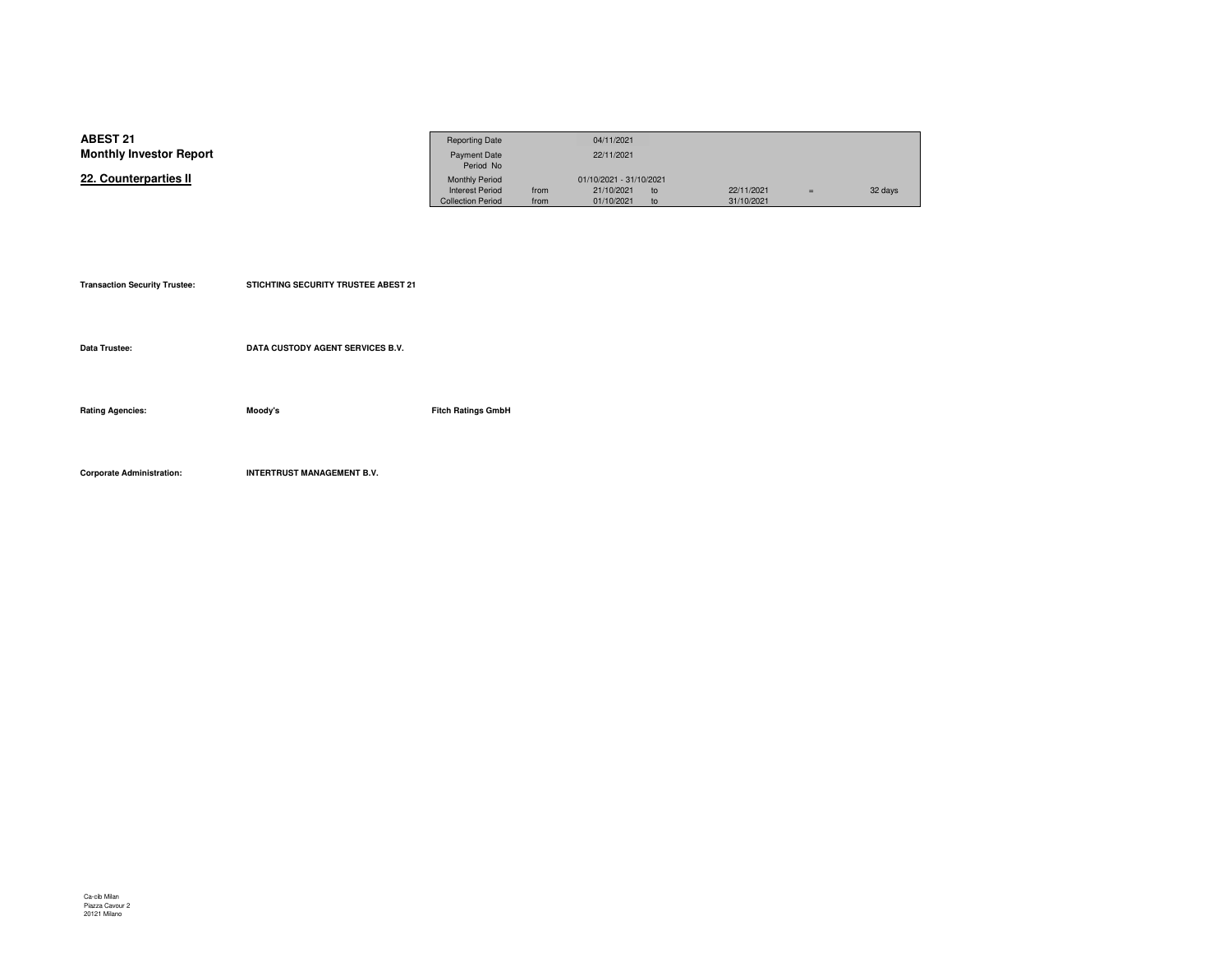**ABEST 21**
**Monthly Investor Report**

## 22. Counterparties II

| | | | | | | |
|---|---|---|---|---|---|---|
| Reporting Date | | 04/11/2021 | | | | |
| Payment Date | | 22/11/2021 | | | | |
| Period No | | | | | | |
| Monthly Period | | 01/10/2021 - 31/10/2021 | | | | |
| Interest Period | from | 21/10/2021 | to | 22/11/2021 | = | 32 days |
| Collection Period | from | 01/10/2021 | to | 31/10/2021 | | |

| | | |
|---|---|---|
| **Transaction Security Trustee:** | **STICHTING SECURITY TRUSTEE ABEST 21** | |
| **Data Trustee:** | **DATA CUSTODY AGENT SERVICES B.V.** | |
| **Rating Agencies:** | **Moody's** | **Fitch Ratings GmbH** |
| **Corporate Administration:** | **INTERTRUST MANAGEMENT B.V.** | |

Ca-cib Milan
Piazza Cavour 2
20121 Milano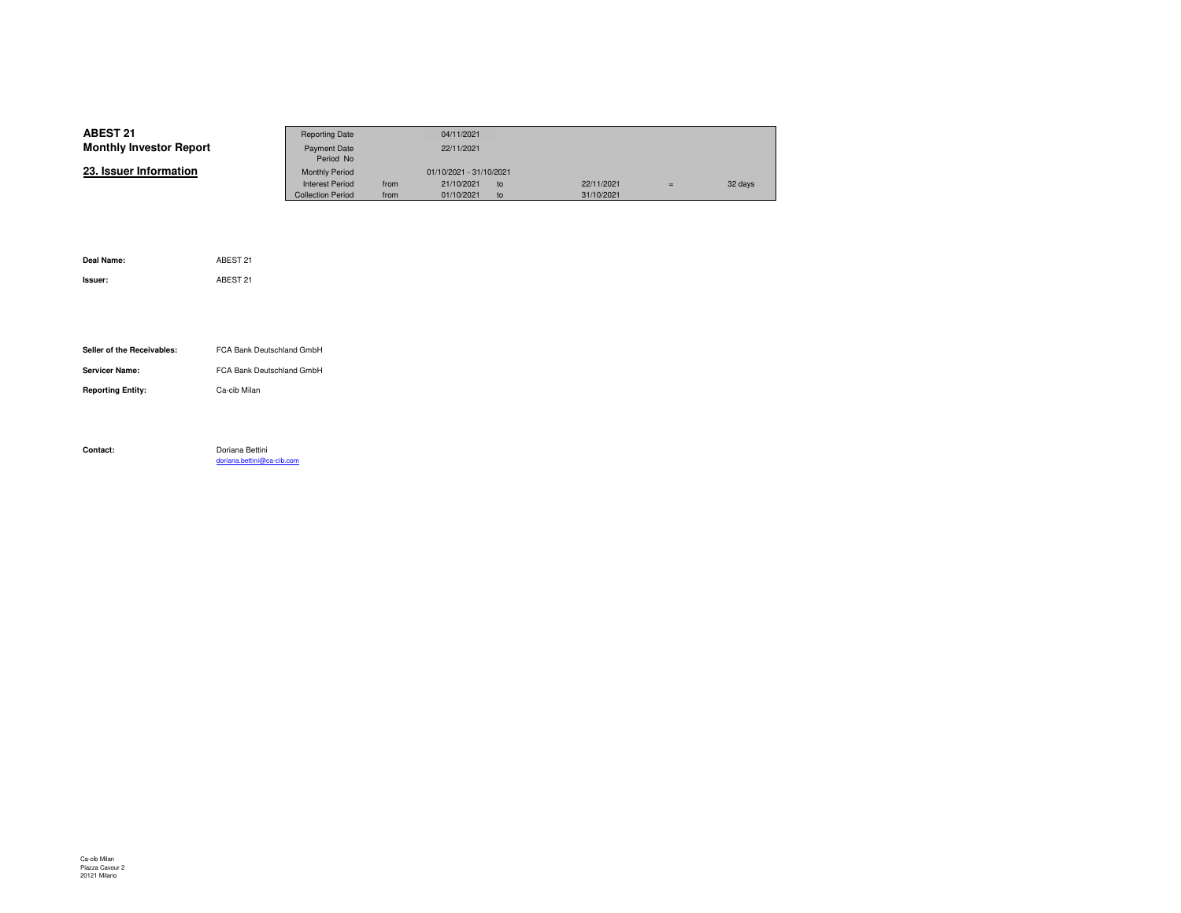**ABEST 21**
**Monthly Investor Report**

## 23. Issuer Information

| | | | | | | |
|---|---|---|---|---|---|---|
| Reporting Date | | 04/11/2021 | | | | |
| Payment Date | | 22/11/2021 | | | | |
| Period No | | | | | | |
| Monthly Period | | 01/10/2021 - 31/10/2021 | | | | |
| Interest Period | from | 21/10/2021 | to | 22/11/2021 | = | 32 days |
| Collection Period | from | 01/10/2021 | to | 31/10/2021 | | |

**Deal Name:** ABEST 21

**Issuer:** ABEST 21

**Seller of the Receivables:** FCA Bank Deutschland GmbH

**Servicer Name:** FCA Bank Deutschland GmbH

**Reporting Entity:** Ca-cib Milan

**Contact:** Doriana Bettini
doriana.bettini@ca-cib.com

Ca-cib Milan
Piazza Cavour 2
20121 Milano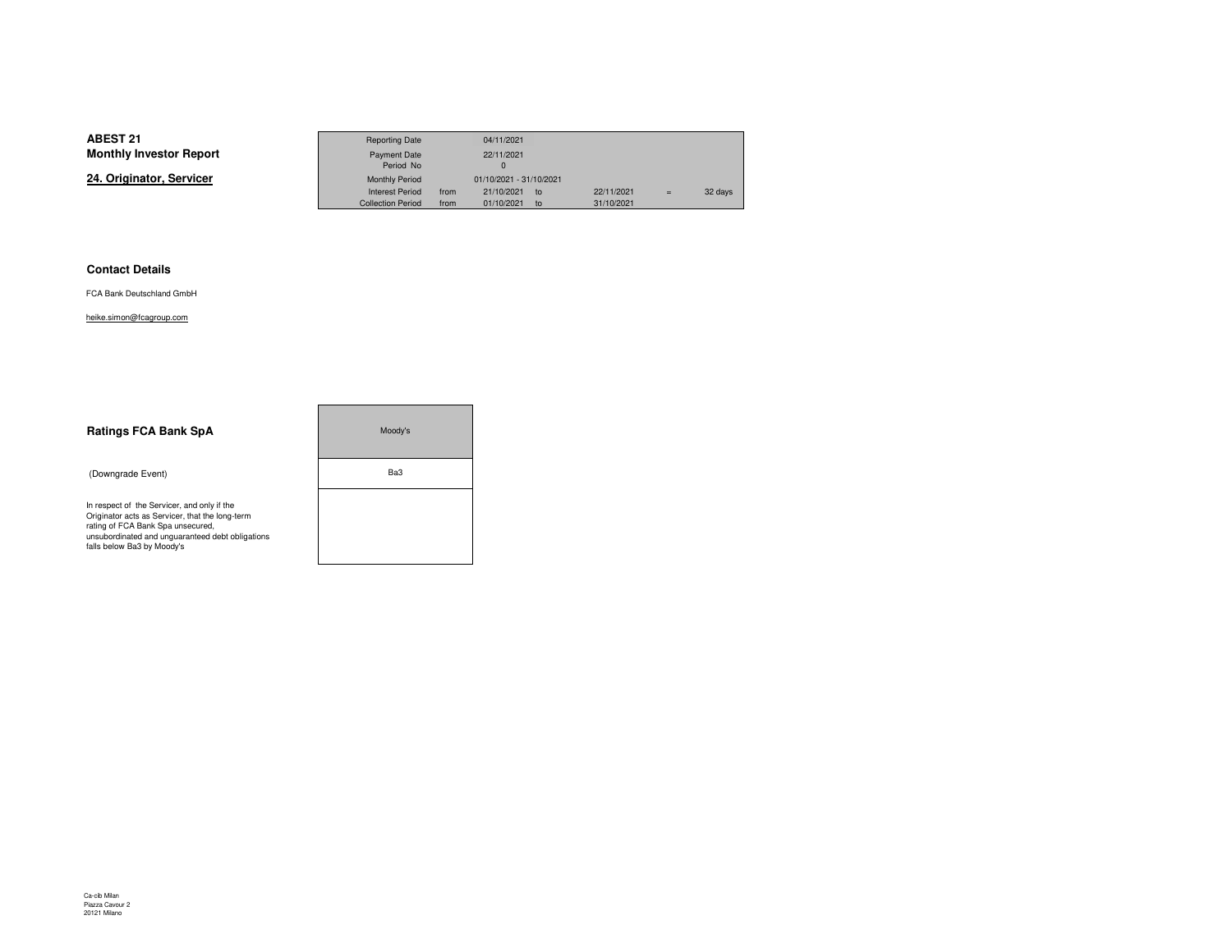**ABEST 21**
**Monthly Investor Report**

## 24. Originator, Servicer

| | | | | | | |
|---|---|---|---|---|---|---|
| Reporting Date | | 04/11/2021 | | | | |
| Payment Date | | 22/11/2021 | | | | |
| Period No | | 0 | | | | |
| Monthly Period | | 01/10/2021 - 31/10/2021 | | | | |
| Interest Period | from | 21/10/2021 | to | 22/11/2021 | = | 32 days |
| Collection Period | from | 01/10/2021 | to | 31/10/2021 | | |

### Contact Details

FCA Bank Deutschland GmbH

heike.simon@fcagroup.com

### Ratings FCA Bank SpA

| | Moody's |
|---|---|
| (Downgrade Event) | Ba3 |
| In respect of the Servicer, and only if the Originator acts as Servicer, that the long-term rating of FCA Bank Spa unsecured, unsubordinated and unguaranteed debt obligations falls below Ba3 by Moody's | |

Ca-cib Milan
Piazza Cavour 2
20121 Milano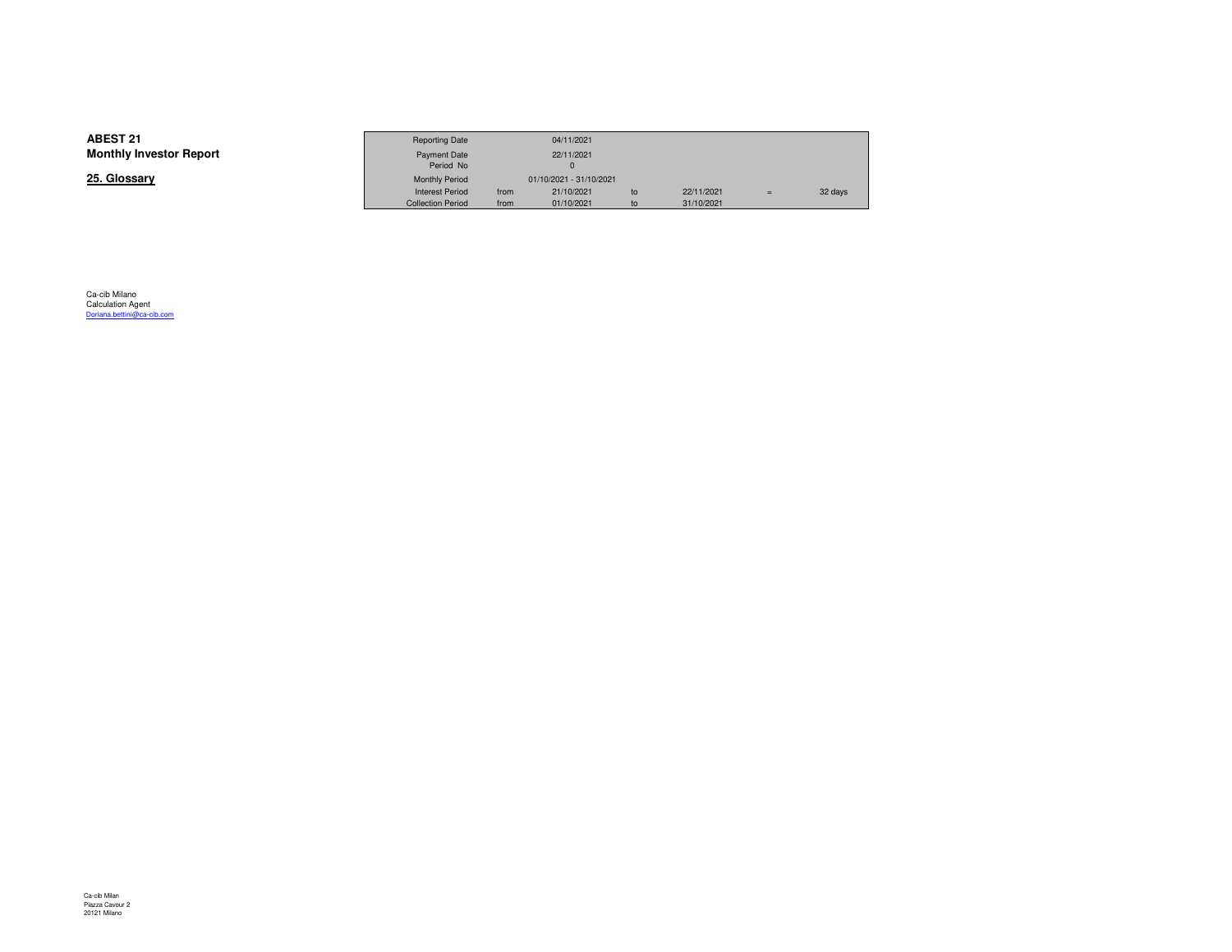**ABEST 21**
**Monthly Investor Report**

## 25. Glossary

| | | | | | | |
|---|---|---|---|---|---|---|
| Reporting Date | | 04/11/2021 | | | | |
| Payment Date | | 22/11/2021 | | | | |
| Period No | | 0 | | | | |
| Monthly Period | | 01/10/2021 - 31/10/2021 | | | | |
| Interest Period | from | 21/10/2021 | to | 22/11/2021 | = | 32 days |
| Collection Period | from | 01/10/2021 | to | 31/10/2021 | | |

Ca-cib Milano
Calculation Agent
Doriana.bettini@ca-cib.com

Ca-cib Milan
Piazza Cavour 2
20121 Milano